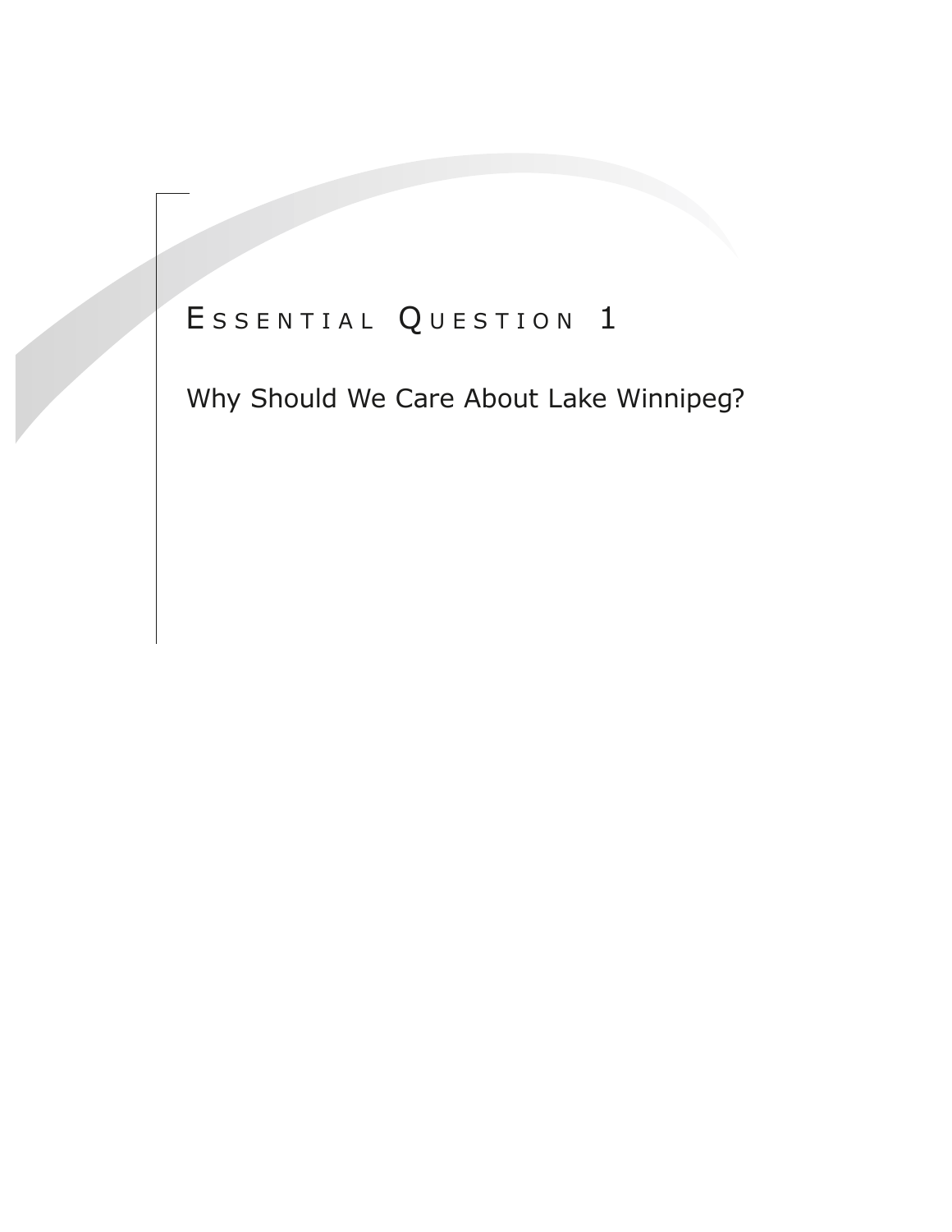# Essential Question 1

## Why Should We Care About Lake Winnipeg?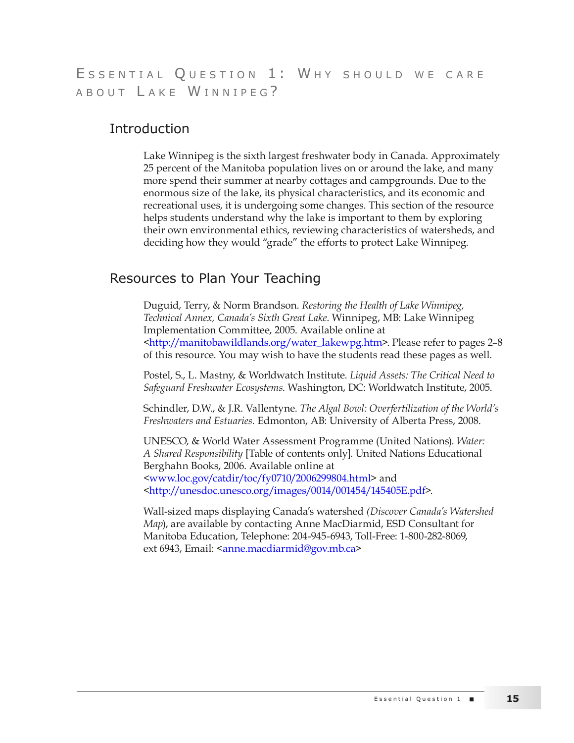# Essential Question 1: Why should we care about Lake Winnipeg?

## Introduction

Lake Winnipeg is the sixth largest freshwater body in Canada. Approximately 25 percent of the Manitoba population lives on or around the lake, and many more spend their summer at nearby cottages and campgrounds. Due to the enormous size of the lake, its physical characteristics, and its economic and recreational uses, it is undergoing some changes. This section of the resource helps students understand why the lake is important to them by exploring their own environmental ethics, reviewing characteristics of watersheds, and deciding how they would "grade" the efforts to protect Lake Winnipeg.

## Resources to Plan Your Teaching

Duguid, Terry, & Norm Brandson. *Restoring the Health of Lake Winnipeg, Technical Annex, Canada's Sixth Great Lake*. Winnipeg, MB: Lake Winnipeg Implementation Committee, 2005. Available online at <http://manitobawildlands.org/water_lakewpg.htm>. Please refer to pages 2–8 of this resource. You may wish to have the students read these pages as well.

Postel, S., L. Mastny, & Worldwatch Institute. *Liquid Assets: The Critical Need to Safeguard Freshwater Ecosystems*. Washington, DC: Worldwatch Institute, 2005.

Schindler, D.W., & J.R. Vallentyne. *The Algal Bowl: Overfertilization of the World's Freshwaters and Estuaries.* Edmonton, AB: University of Alberta Press, 2008.

UNESCO, & World Water Assessment Programme (United Nations). *Water: A Shared Responsibility* [Table of contents only]. United Nations Educational Berghahn Books, 2006. Available online at <www.loc.gov/catdir/toc/fy0710/2006299804.html> and <http://unesdoc.unesco.org/images/0014/001454/145405E.pdf>.

Wall-sized maps displaying Canada's watershed *(Discover Canada's Watershed Map*), are available by contacting Anne MacDiarmid, ESD Consultant for Manitoba Education, Telephone: 204-945-6943, Toll-Free: 1-800-282-8069, ext 6943, Email: <anne.macdiarmid@gov.mb.ca>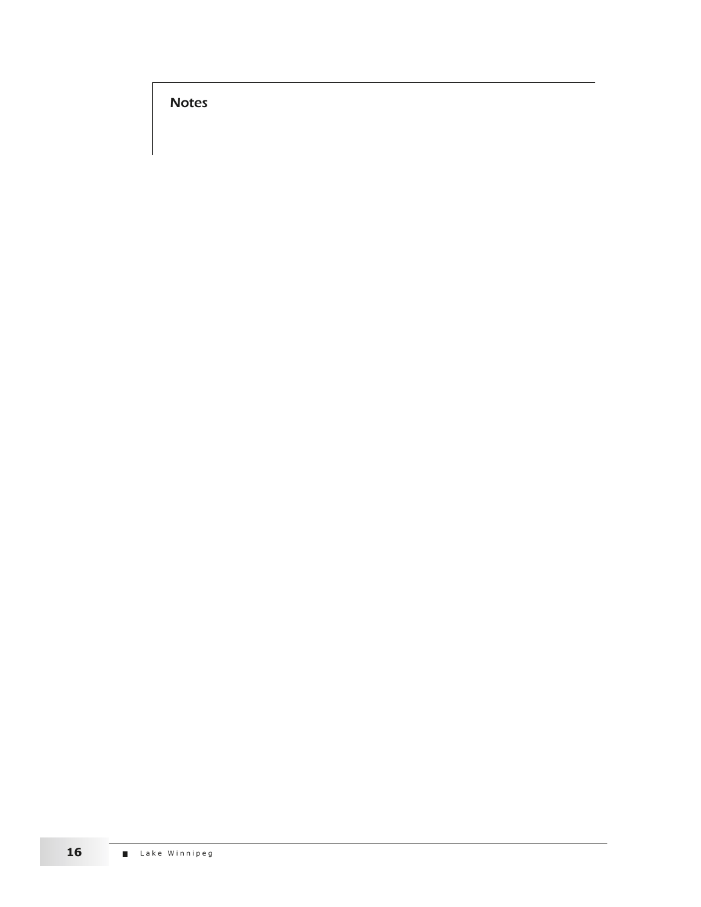## Notes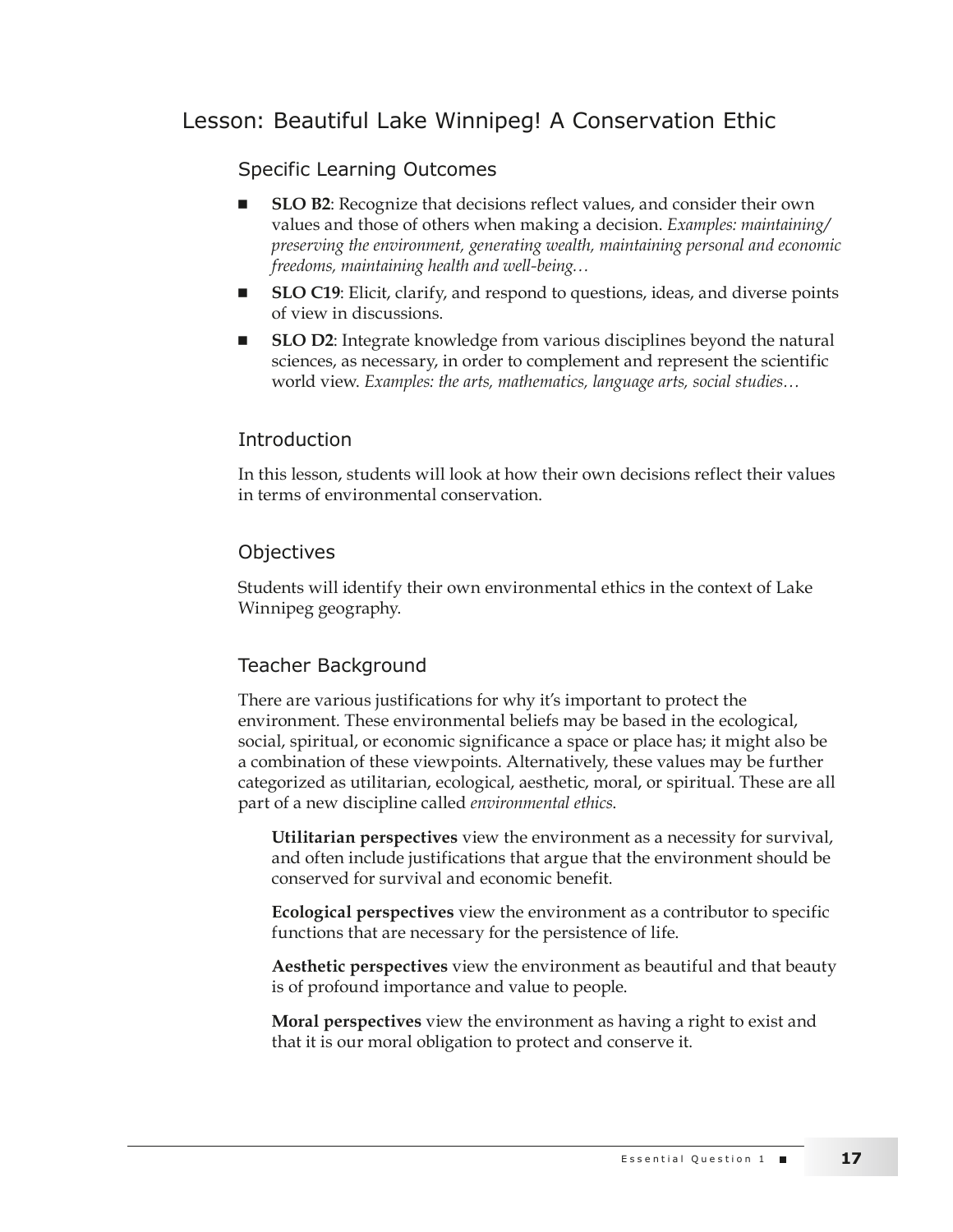# Lesson: Beautiful Lake Winnipeg! A Conservation Ethic

## Specific Learning Outcomes

- **SLO B2**: Recognize that decisions reflect values, and consider their own values and those of others when making a decision. *Examples: maintaining/ preserving the environment, generating wealth, maintaining personal and economic freedoms, maintaining health and well-being…*
- **SLO C19**: Elicit, clarify, and respond to questions, ideas, and diverse points of view in discussions.
- **SLO D2**: Integrate knowledge from various disciplines beyond the natural sciences, as necessary, in order to complement and represent the scientific world view. *Examples: the arts, mathematics, language arts, social studies…*

## Introduction

In this lesson, students will look at how their own decisions reflect their values in terms of environmental conservation.

## Objectives

Students will identify their own environmental ethics in the context of Lake Winnipeg geography.

## Teacher Background

There are various justifications for why it's important to protect the environment. These environmental beliefs may be based in the ecological, social, spiritual, or economic significance a space or place has; it might also be a combination of these viewpoints. Alternatively, these values may be further categorized as utilitarian, ecological, aesthetic, moral, or spiritual. These are all part of a new discipline called *environmental ethics*.

**Utilitarian perspectives** view the environment as a necessity for survival, and often include justifications that argue that the environment should be conserved for survival and economic benefit.

**Ecological perspectives** view the environment as a contributor to specific functions that are necessary for the persistence of life.

**Aesthetic perspectives** view the environment as beautiful and that beauty is of profound importance and value to people.

**Moral perspectives** view the environment as having a right to exist and that it is our moral obligation to protect and conserve it.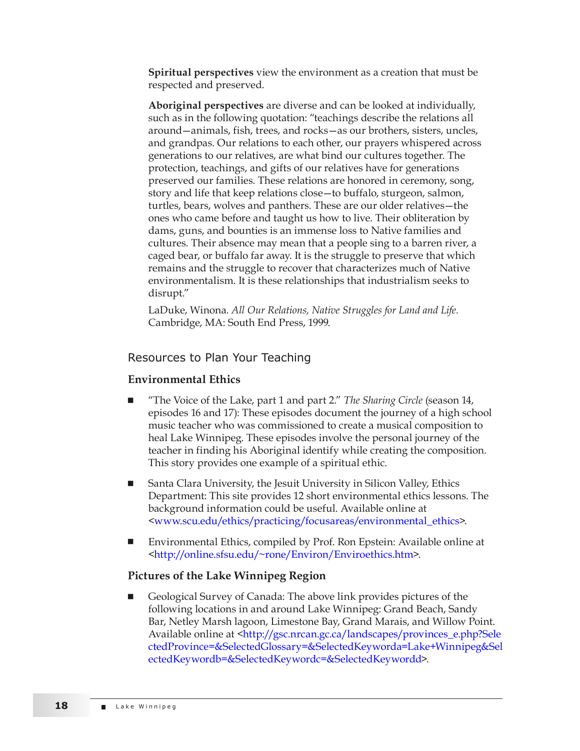**Spiritual perspectives** view the environment as a creation that must be respected and preserved.

**Aboriginal perspectives** are diverse and can be looked at individually, such as in the following quotation: "teachings describe the relations all around—animals, fish, trees, and rocks—as our brothers, sisters, uncles, and grandpas. Our relations to each other, our prayers whispered across generations to our relatives, are what bind our cultures together. The protection, teachings, and gifts of our relatives have for generations preserved our families. These relations are honored in ceremony, song, story and life that keep relations close—to buffalo, sturgeon, salmon, turtles, bears, wolves and panthers. These are our older relatives—the ones who came before and taught us how to live. Their obliteration by dams, guns, and bounties is an immense loss to Native families and cultures. Their absence may mean that a people sing to a barren river, a caged bear, or buffalo far away. It is the struggle to preserve that which remains and the struggle to recover that characterizes much of Native environmentalism. It is these relationships that industrialism seeks to disrupt."

LaDuke, Winona. *All Our Relations, Native Struggles for Land and Life.* Cambridge, MA: South End Press, 1999.

## Resources to Plan Your Teaching

### Environmental Ethics

- "The Voice of the Lake, part 1 and part 2." *The Sharing Circle* (season 14, episodes 16 and 17): These episodes document the journey of a high school music teacher who was commissioned to create a musical composition to heal Lake Winnipeg. These episodes involve the personal journey of the teacher in finding his Aboriginal identify while creating the composition. This story provides one example of a spiritual ethic.
- Santa Clara University, the Jesuit University in Silicon Valley, Ethics Department: This site provides 12 short environmental ethics lessons. The background information could be useful. Available online at <www.scu.edu/ethics/practicing/focusareas/environmental_ethics>.
- Environmental Ethics, compiled by Prof. Ron Epstein: Available online at <http://online.sfsu.edu/~rone/Environ/Enviroethics.htm>.

### Pictures of the Lake Winnipeg Region

- Geological Survey of Canada: The above link provides pictures of the following locations in and around Lake Winnipeg: Grand Beach, Sandy Bar, Netley Marsh lagoon, Limestone Bay, Grand Marais, and Willow Point. Available online at <http://gsc.nrcan.gc.ca/landscapes/provinces_e.php?SelectedProvince=&SelectedGlossary=&SelectedKeyworda=Lake+Winnipeg&SelectedKeywordb=&SelectedKeywordc=&SelectedKeywordd>.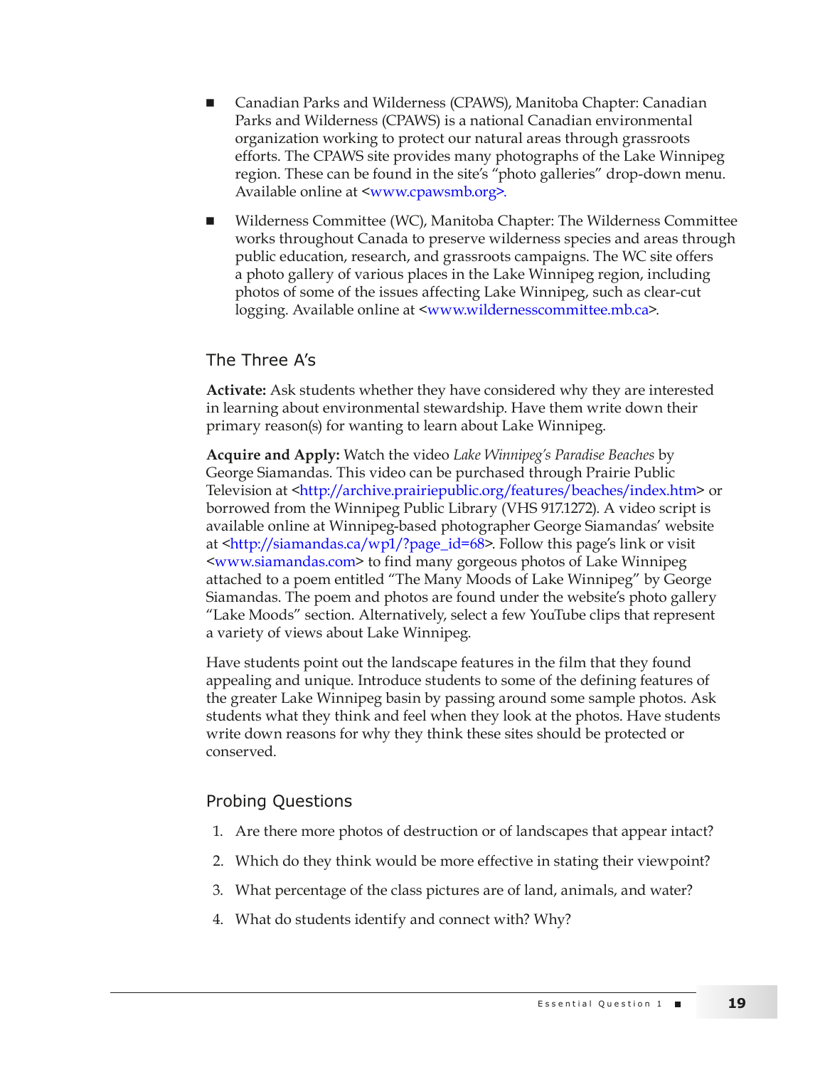- Canadian Parks and Wilderness (CPAWS), Manitoba Chapter: Canadian Parks and Wilderness (CPAWS) is a national Canadian environmental organization working to protect our natural areas through grassroots efforts. The CPAWS site provides many photographs of the Lake Winnipeg region. These can be found in the site's "photo galleries" drop-down menu. Available online at <www.cpawsmb.org>.

- Wilderness Committee (WC), Manitoba Chapter: The Wilderness Committee works throughout Canada to preserve wilderness species and areas through public education, research, and grassroots campaigns. The WC site offers a photo gallery of various places in the Lake Winnipeg region, including photos of some of the issues affecting Lake Winnipeg, such as clear-cut logging. Available online at <www.wildernesscommittee.mb.ca>.

## The Three A's

**Activate:** Ask students whether they have considered why they are interested in learning about environmental stewardship. Have them write down their primary reason(s) for wanting to learn about Lake Winnipeg.

**Acquire and Apply:** Watch the video *Lake Winnipeg's Paradise Beaches* by George Siamandas. This video can be purchased through Prairie Public Television at <http://archive.prairiepublic.org/features/beaches/index.htm> or borrowed from the Winnipeg Public Library (VHS 917.1272). A video script is available online at Winnipeg-based photographer George Siamandas' website at <http://siamandas.ca/wp1/?page_id=68>. Follow this page's link or visit <www.siamandas.com> to find many gorgeous photos of Lake Winnipeg attached to a poem entitled "The Many Moods of Lake Winnipeg" by George Siamandas. The poem and photos are found under the website's photo gallery "Lake Moods" section. Alternatively, select a few YouTube clips that represent a variety of views about Lake Winnipeg.

Have students point out the landscape features in the film that they found appealing and unique. Introduce students to some of the defining features of the greater Lake Winnipeg basin by passing around some sample photos. Ask students what they think and feel when they look at the photos. Have students write down reasons for why they think these sites should be protected or conserved.

## Probing Questions

1. Are there more photos of destruction or of landscapes that appear intact?
2. Which do they think would be more effective in stating their viewpoint?
3. What percentage of the class pictures are of land, animals, and water?
4. What do students identify and connect with? Why?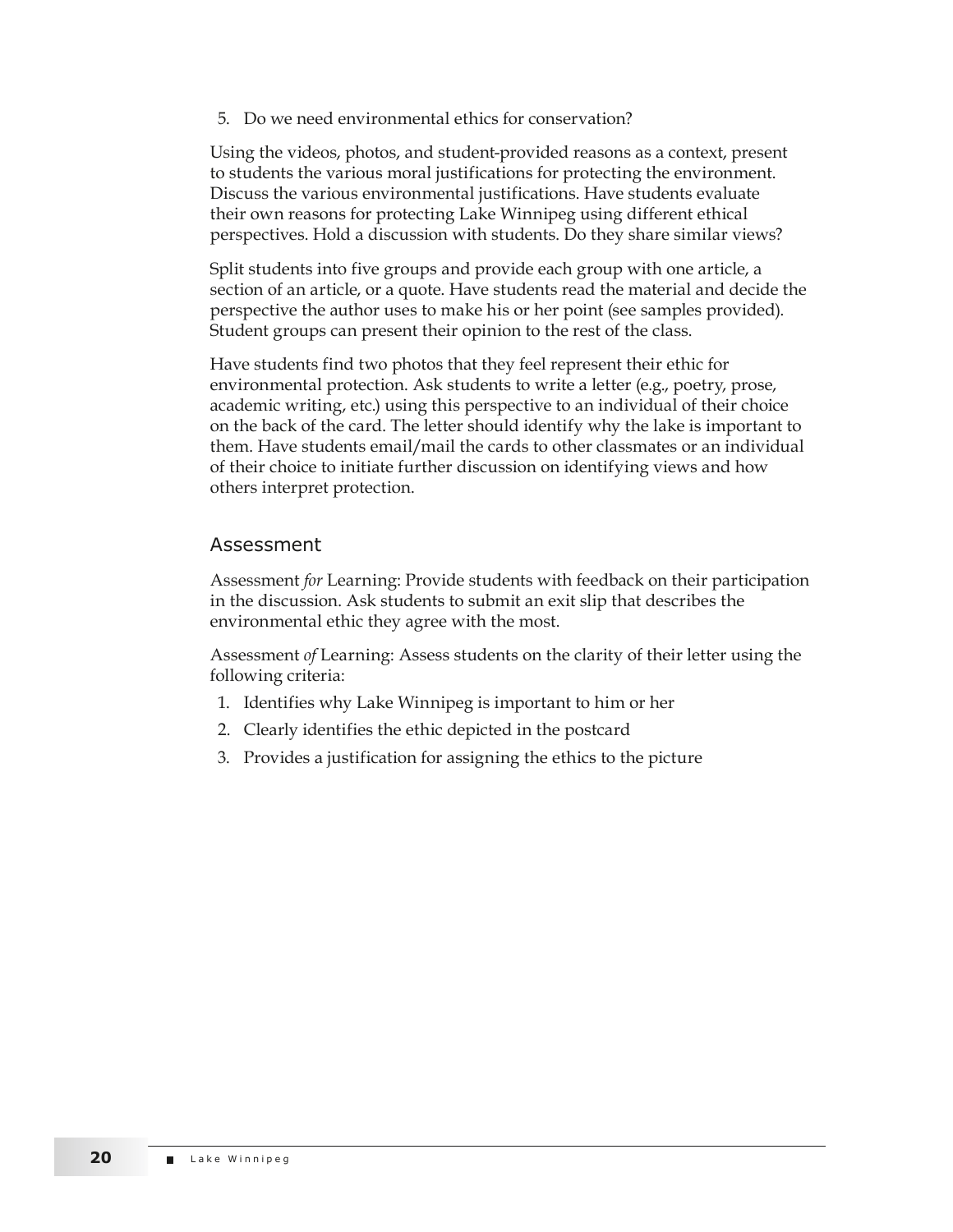5. Do we need environmental ethics for conservation?

Using the videos, photos, and student-provided reasons as a context, present to students the various moral justifications for protecting the environment. Discuss the various environmental justifications. Have students evaluate their own reasons for protecting Lake Winnipeg using different ethical perspectives. Hold a discussion with students. Do they share similar views?

Split students into five groups and provide each group with one article, a section of an article, or a quote. Have students read the material and decide the perspective the author uses to make his or her point (see samples provided). Student groups can present their opinion to the rest of the class.

Have students find two photos that they feel represent their ethic for environmental protection. Ask students to write a letter (e.g., poetry, prose, academic writing, etc.) using this perspective to an individual of their choice on the back of the card. The letter should identify why the lake is important to them. Have students email/mail the cards to other classmates or an individual of their choice to initiate further discussion on identifying views and how others interpret protection.

## Assessment

Assessment *for* Learning: Provide students with feedback on their participation in the discussion. Ask students to submit an exit slip that describes the environmental ethic they agree with the most.

Assessment *of* Learning: Assess students on the clarity of their letter using the following criteria:

1. Identifies why Lake Winnipeg is important to him or her
2. Clearly identifies the ethic depicted in the postcard
3. Provides a justification for assigning the ethics to the picture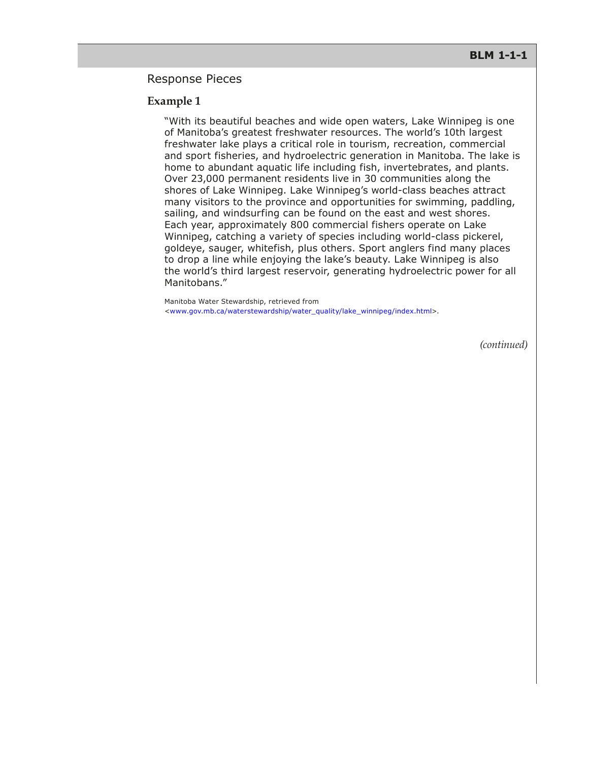Response Pieces

**Example 1**

"With its beautiful beaches and wide open waters, Lake Winnipeg is one of Manitoba's greatest freshwater resources. The world's 10th largest freshwater lake plays a critical role in tourism, recreation, commercial and sport fisheries, and hydroelectric generation in Manitoba. The lake is home to abundant aquatic life including fish, invertebrates, and plants. Over 23,000 permanent residents live in 30 communities along the shores of Lake Winnipeg. Lake Winnipeg's world-class beaches attract many visitors to the province and opportunities for swimming, paddling, sailing, and windsurfing can be found on the east and west shores. Each year, approximately 800 commercial fishers operate on Lake Winnipeg, catching a variety of species including world-class pickerel, goldeye, sauger, whitefish, plus others. Sport anglers find many places to drop a line while enjoying the lake's beauty. Lake Winnipeg is also the world's third largest reservoir, generating hydroelectric power for all Manitobans."

Manitoba Water Stewardship, retrieved from <www.gov.mb.ca/waterstewardship/water_quality/lake_winnipeg/index.html>.

*(continued)*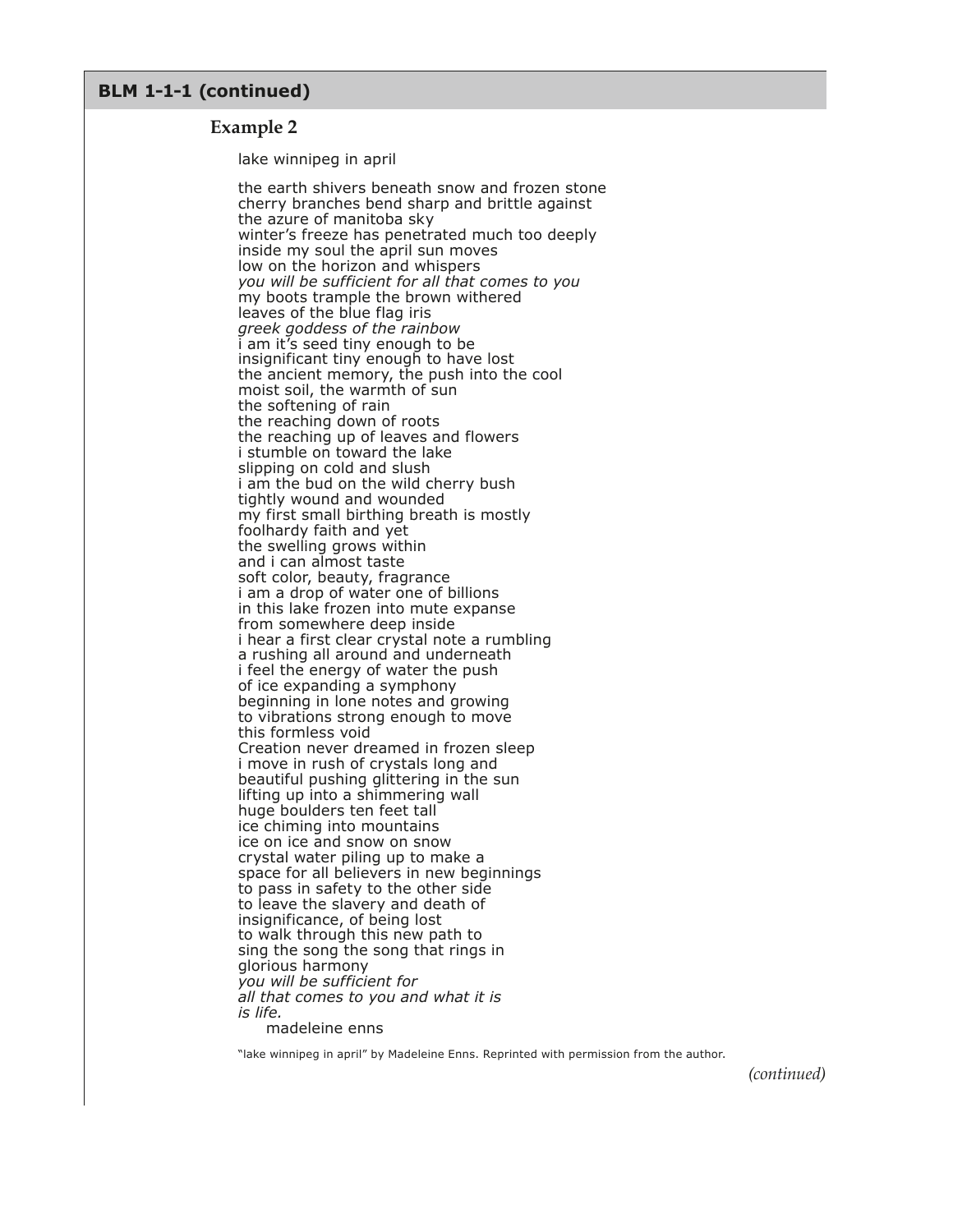## BLM 1-1-1 (continued)

### Example 2

lake winnipeg in april

the earth shivers beneath snow and frozen stone  
cherry branches bend sharp and brittle against  
the azure of manitoba sky  
winter's freeze has penetrated much too deeply  
inside my soul the april sun moves  
low on the horizon and whispers  
*you will be sufficient for all that comes to you*  
my boots trample the brown withered  
leaves of the blue flag iris  
*greek goddess of the rainbow*  
i am it's seed tiny enough to be  
insignificant tiny enough to have lost  
the ancient memory, the push into the cool  
moist soil, the warmth of sun  
the softening of rain  
the reaching down of roots  
the reaching up of leaves and flowers  
i stumble on toward the lake  
slipping on cold and slush  
i am the bud on the wild cherry bush  
tightly wound and wounded  
my first small birthing breath is mostly  
foolhardy faith and yet  
the swelling grows within  
and i can almost taste  
soft color, beauty, fragrance  
i am a drop of water one of billions  
in this lake frozen into mute expanse  
from somewhere deep inside  
i hear a first clear crystal note a rumbling  
a rushing all around and underneath  
i feel the energy of water the push  
of ice expanding a symphony  
beginning in lone notes and growing  
to vibrations strong enough to move  
this formless void  
Creation never dreamed in frozen sleep  
i move in rush of crystals long and  
beautiful pushing glittering in the sun  
lifting up into a shimmering wall  
huge boulders ten feet tall  
ice chiming into mountains  
ice on ice and snow on snow  
crystal water piling up to make a  
space for all believers in new beginnings  
to pass in safety to the other side  
to leave the slavery and death of  
insignificance, of being lost  
to walk through this new path to  
sing the song the song that rings in  
glorious harmony  
*you will be sufficient for*  
*all that comes to you and what it is*  
*is life.*  
madeleine enns

"lake winnipeg in april" by Madeleine Enns. Reprinted with permission from the author.

*(continued)*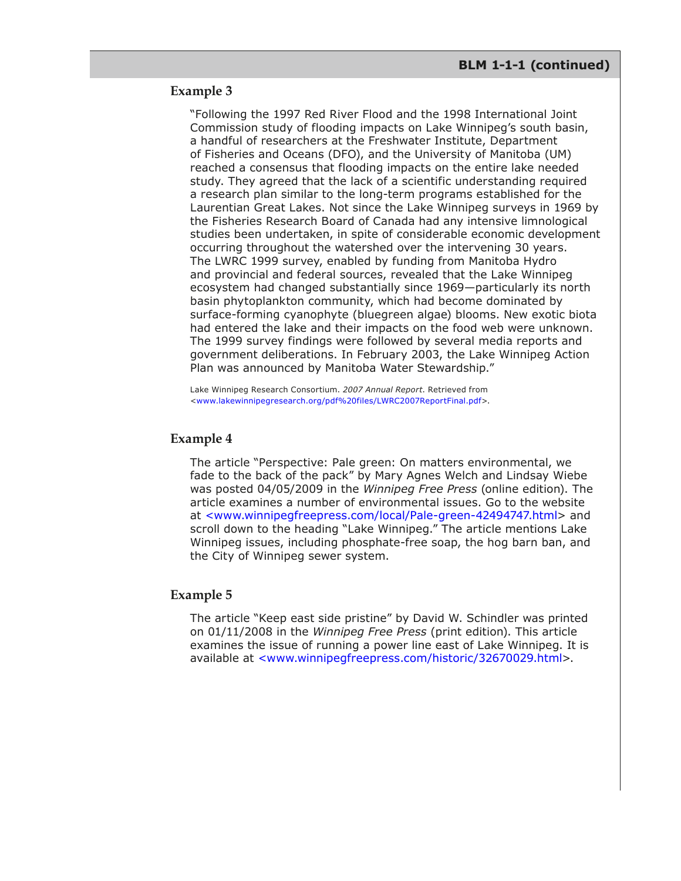### Example 3

"Following the 1997 Red River Flood and the 1998 International Joint Commission study of flooding impacts on Lake Winnipeg's south basin, a handful of researchers at the Freshwater Institute, Department of Fisheries and Oceans (DFO), and the University of Manitoba (UM) reached a consensus that flooding impacts on the entire lake needed study. They agreed that the lack of a scientific understanding required a research plan similar to the long-term programs established for the Laurentian Great Lakes. Not since the Lake Winnipeg surveys in 1969 by the Fisheries Research Board of Canada had any intensive limnological studies been undertaken, in spite of considerable economic development occurring throughout the watershed over the intervening 30 years. The LWRC 1999 survey, enabled by funding from Manitoba Hydro and provincial and federal sources, revealed that the Lake Winnipeg ecosystem had changed substantially since 1969—particularly its north basin phytoplankton community, which had become dominated by surface-forming cyanophyte (bluegreen algae) blooms. New exotic biota had entered the lake and their impacts on the food web were unknown. The 1999 survey findings were followed by several media reports and government deliberations. In February 2003, the Lake Winnipeg Action Plan was announced by Manitoba Water Stewardship."

Lake Winnipeg Research Consortium. *2007 Annual Report*. Retrieved from <www.lakewinnipegresearch.org/pdf%20files/LWRC2007ReportFinal.pdf>.

### Example 4

The article "Perspective: Pale green: On matters environmental, we fade to the back of the pack" by Mary Agnes Welch and Lindsay Wiebe was posted 04/05/2009 in the *Winnipeg Free Press* (online edition). The article examines a number of environmental issues. Go to the website at <www.winnipegfreepress.com/local/Pale-green-42494747.html> and scroll down to the heading "Lake Winnipeg." The article mentions Lake Winnipeg issues, including phosphate-free soap, the hog barn ban, and the City of Winnipeg sewer system.

### Example 5

The article "Keep east side pristine" by David W. Schindler was printed on 01/11/2008 in the *Winnipeg Free Press* (print edition). This article examines the issue of running a power line east of Lake Winnipeg. It is available at <www.winnipegfreepress.com/historic/32670029.html>.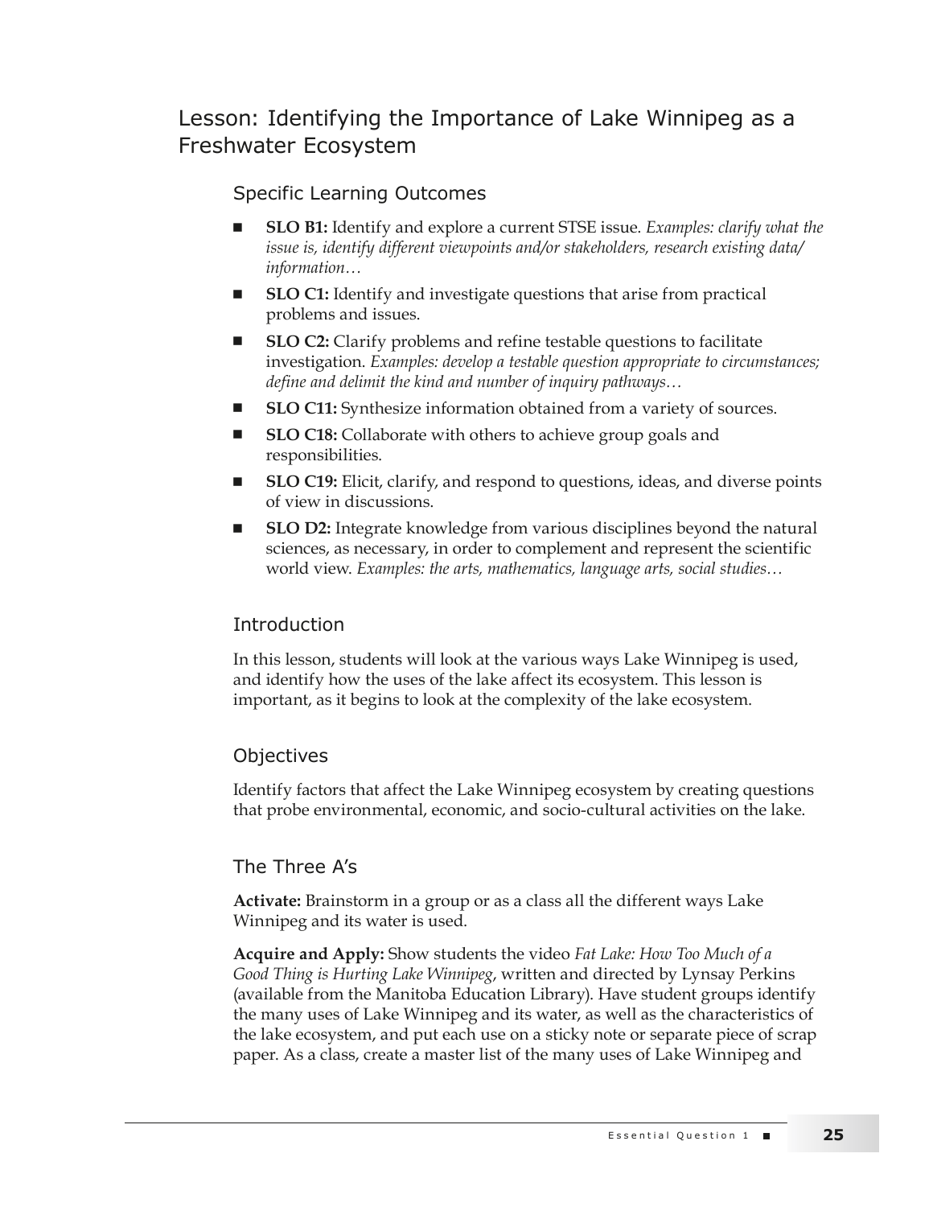## Lesson: Identifying the Importance of Lake Winnipeg as a Freshwater Ecosystem

### Specific Learning Outcomes

- **SLO B1:** Identify and explore a current STSE issue. *Examples: clarify what the issue is, identify different viewpoints and/or stakeholders, research existing data/ information…*
- **SLO C1:** Identify and investigate questions that arise from practical problems and issues.
- **SLO C2:** Clarify problems and refine testable questions to facilitate investigation. *Examples: develop a testable question appropriate to circumstances; define and delimit the kind and number of inquiry pathways…*
- **SLO C11:** Synthesize information obtained from a variety of sources.
- **SLO C18:** Collaborate with others to achieve group goals and responsibilities.
- **SLO C19:** Elicit, clarify, and respond to questions, ideas, and diverse points of view in discussions.
- **SLO D2:** Integrate knowledge from various disciplines beyond the natural sciences, as necessary, in order to complement and represent the scientific world view. *Examples: the arts, mathematics, language arts, social studies…*

### Introduction

In this lesson, students will look at the various ways Lake Winnipeg is used, and identify how the uses of the lake affect its ecosystem. This lesson is important, as it begins to look at the complexity of the lake ecosystem.

### Objectives

Identify factors that affect the Lake Winnipeg ecosystem by creating questions that probe environmental, economic, and socio-cultural activities on the lake.

### The Three A's

**Activate:** Brainstorm in a group or as a class all the different ways Lake Winnipeg and its water is used.

**Acquire and Apply:** Show students the video *Fat Lake: How Too Much of a Good Thing is Hurting Lake Winnipeg*, written and directed by Lynsay Perkins (available from the Manitoba Education Library). Have student groups identify the many uses of Lake Winnipeg and its water, as well as the characteristics of the lake ecosystem, and put each use on a sticky note or separate piece of scrap paper. As a class, create a master list of the many uses of Lake Winnipeg and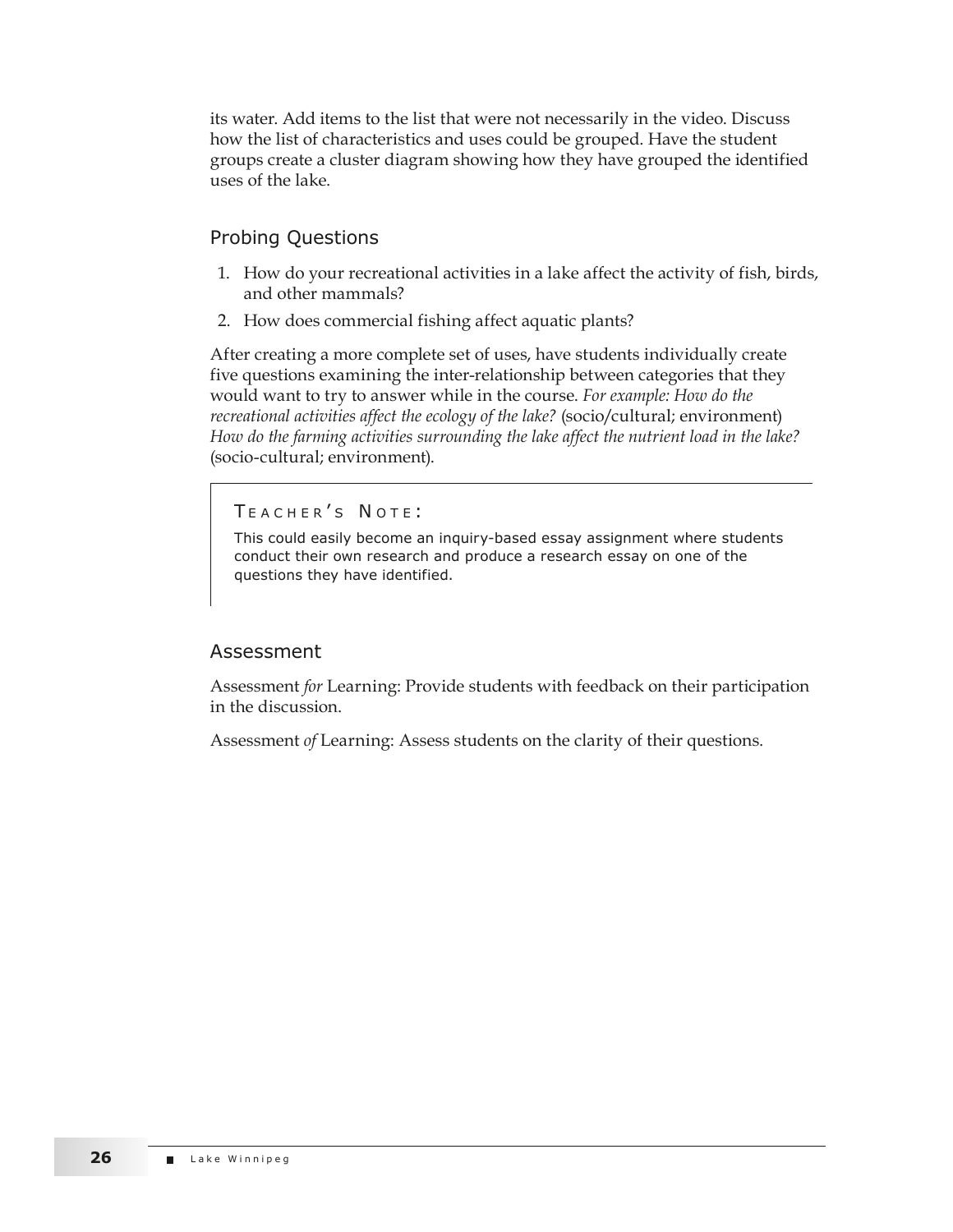its water. Add items to the list that were not necessarily in the video. Discuss how the list of characteristics and uses could be grouped. Have the student groups create a cluster diagram showing how they have grouped the identified uses of the lake.

## Probing Questions

1. How do your recreational activities in a lake affect the activity of fish, birds, and other mammals?
2. How does commercial fishing affect aquatic plants?

After creating a more complete set of uses, have students individually create five questions examining the inter-relationship between categories that they would want to try to answer while in the course. *For example: How do the recreational activities affect the ecology of the lake?* (socio/cultural; environment) *How do the farming activities surrounding the lake affect the nutrient load in the lake?* (socio-cultural; environment).

> TEACHER'S NOTE:
>
> This could easily become an inquiry-based essay assignment where students conduct their own research and produce a research essay on one of the questions they have identified.

## Assessment

Assessment *for* Learning: Provide students with feedback on their participation in the discussion.

Assessment *of* Learning: Assess students on the clarity of their questions.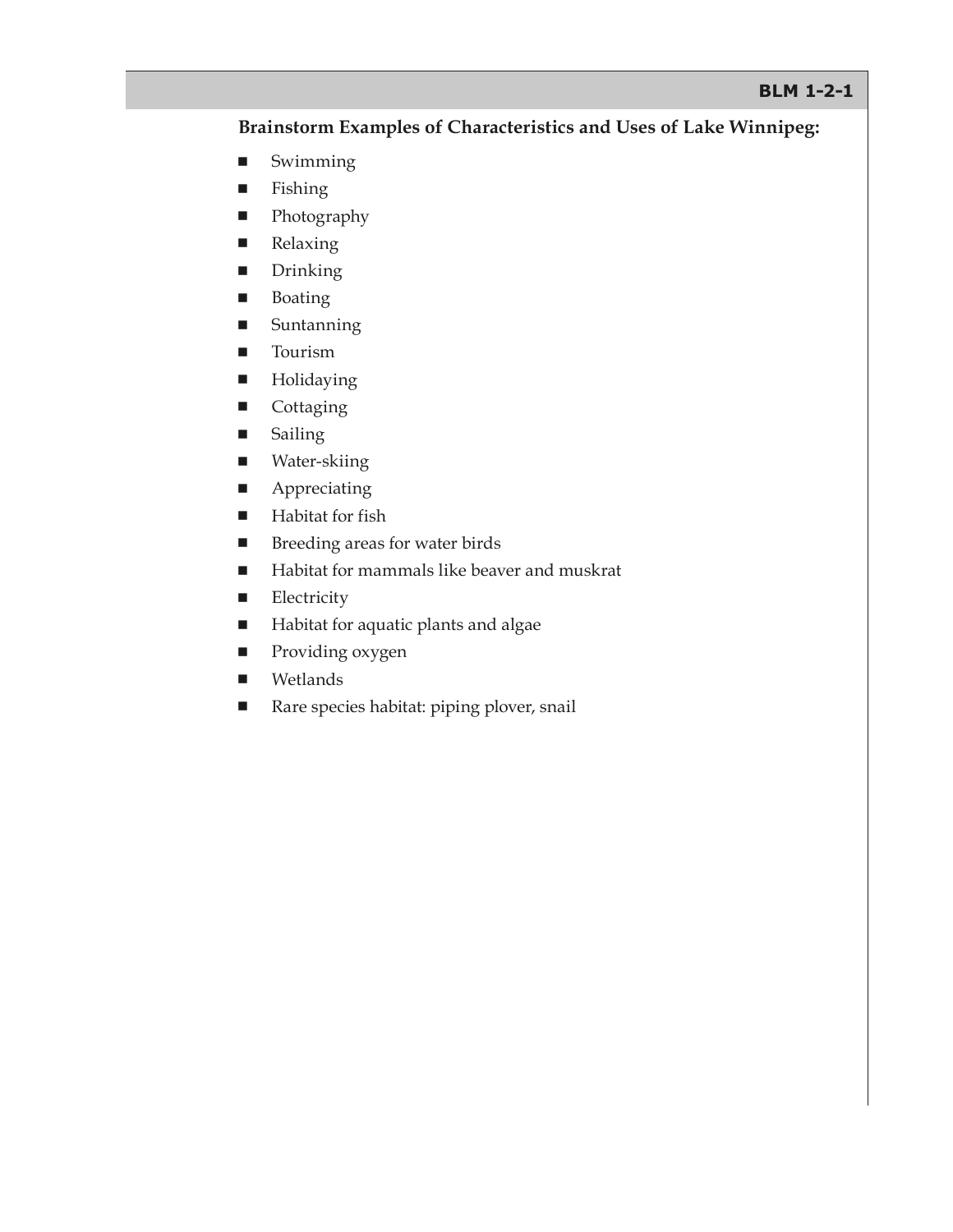**BLM 1-2-1**

**Brainstorm Examples of Characteristics and Uses of Lake Winnipeg:**

- Swimming
- Fishing
- Photography
- Relaxing
- Drinking
- Boating
- Suntanning
- Tourism
- Holidaying
- Cottaging
- Sailing
- Water-skiing
- Appreciating
- Habitat for fish
- Breeding areas for water birds
- Habitat for mammals like beaver and muskrat
- Electricity
- Habitat for aquatic plants and algae
- Providing oxygen
- Wetlands
- Rare species habitat: piping plover, snail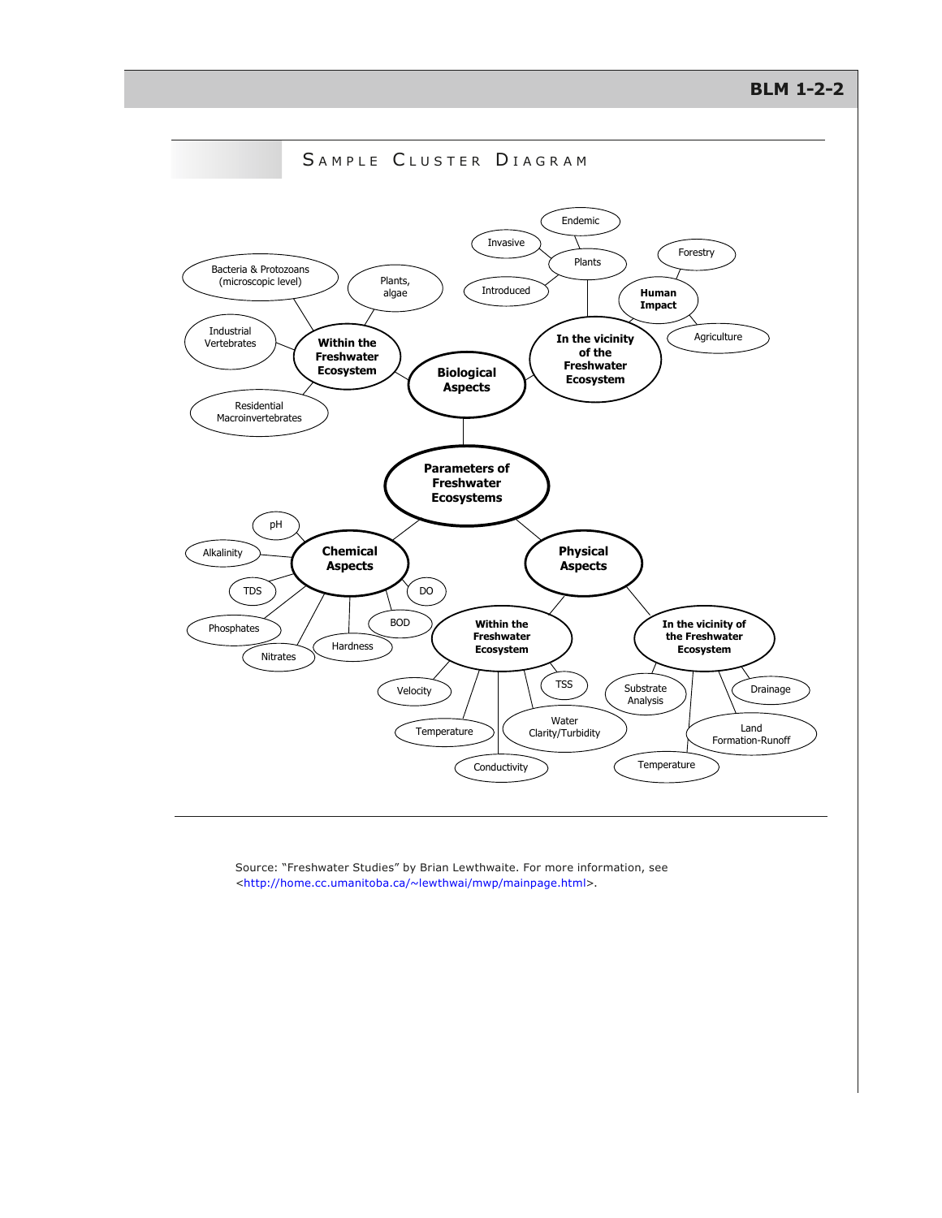# Sample Cluster Diagram

**Parameters of Freshwater Ecosystems**

- **Biological Aspects**
  - **Within the Freshwater Ecosystem**
    - Bacteria & Protozoans (microscopic level)
    - Plants, algae
    - Industrial Vertebrates
    - Residential Macroinvertebrates
  - **In the vicinity of the Freshwater Ecosystem**
    - Plants
      - Endemic
      - Invasive
      - Introduced
    - **Human Impact**
      - Forestry
      - Agriculture
- **Chemical Aspects**
  - pH
  - Alkalinity
  - TDS
  - Phosphates
  - Nitrates
  - Hardness
  - BOD
  - DO
- **Physical Aspects**
  - **Within the Freshwater Ecosystem**
    - Velocity
    - Temperature
    - Conductivity
    - Water Clarity/Turbidity
    - TSS
  - **In the vicinity of the Freshwater Ecosystem**
    - Substrate Analysis
    - Temperature
    - Land Formation-Runoff
    - Drainage

Source: "Freshwater Studies" by Brian Lewthwaite. For more information, see <http://home.cc.umanitoba.ca/~lewthwai/mwp/mainpage.html>.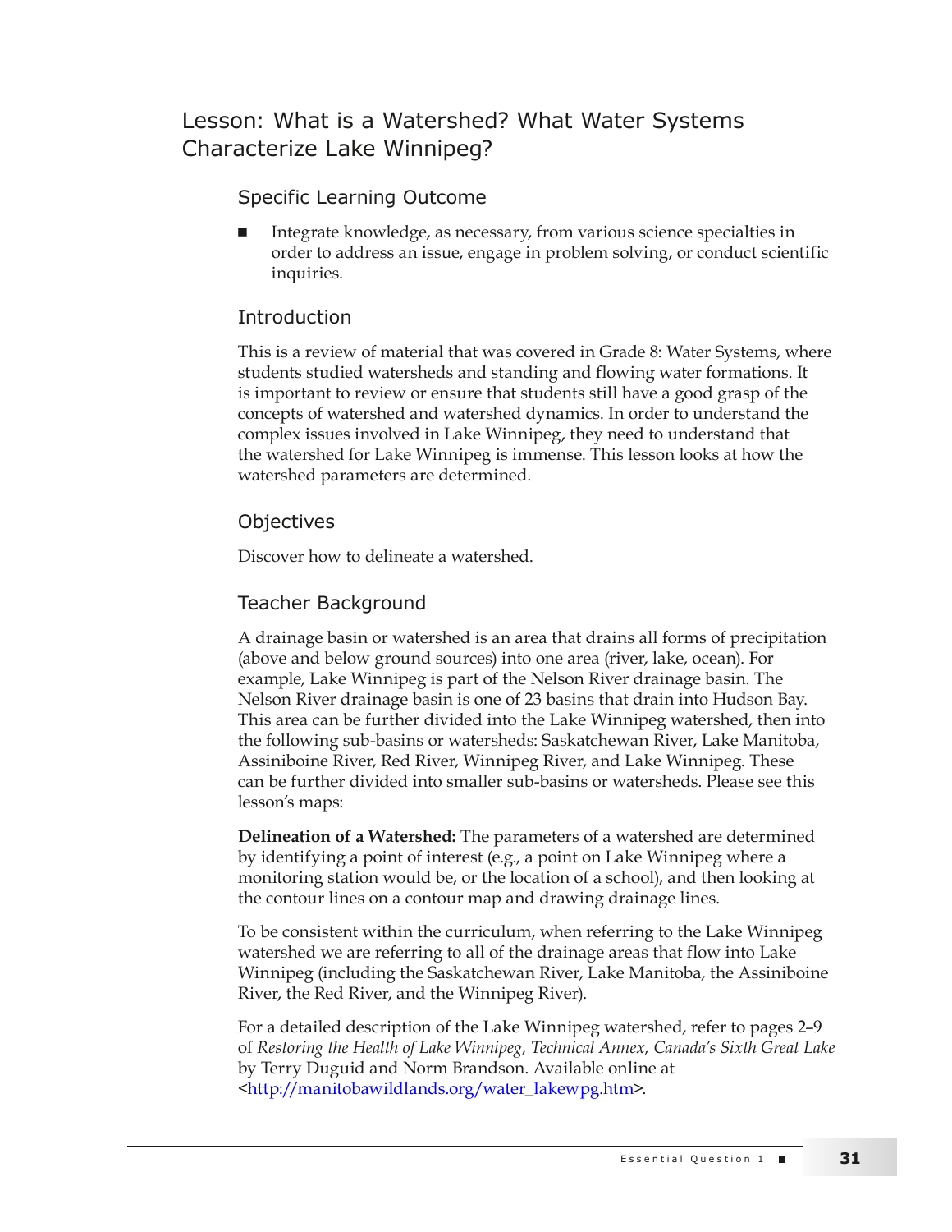# Lesson: What is a Watershed? What Water Systems Characterize Lake Winnipeg?

## Specific Learning Outcome

- Integrate knowledge, as necessary, from various science specialties in order to address an issue, engage in problem solving, or conduct scientific inquiries.

## Introduction

This is a review of material that was covered in Grade 8: Water Systems, where students studied watersheds and standing and flowing water formations. It is important to review or ensure that students still have a good grasp of the concepts of watershed and watershed dynamics. In order to understand the complex issues involved in Lake Winnipeg, they need to understand that the watershed for Lake Winnipeg is immense. This lesson looks at how the watershed parameters are determined.

## Objectives

Discover how to delineate a watershed.

## Teacher Background

A drainage basin or watershed is an area that drains all forms of precipitation (above and below ground sources) into one area (river, lake, ocean). For example, Lake Winnipeg is part of the Nelson River drainage basin. The Nelson River drainage basin is one of 23 basins that drain into Hudson Bay. This area can be further divided into the Lake Winnipeg watershed, then into the following sub-basins or watersheds: Saskatchewan River, Lake Manitoba, Assiniboine River, Red River, Winnipeg River, and Lake Winnipeg. These can be further divided into smaller sub-basins or watersheds. Please see this lesson's maps:

**Delineation of a Watershed:** The parameters of a watershed are determined by identifying a point of interest (e.g., a point on Lake Winnipeg where a monitoring station would be, or the location of a school), and then looking at the contour lines on a contour map and drawing drainage lines.

To be consistent within the curriculum, when referring to the Lake Winnipeg watershed we are referring to all of the drainage areas that flow into Lake Winnipeg (including the Saskatchewan River, Lake Manitoba, the Assiniboine River, the Red River, and the Winnipeg River).

For a detailed description of the Lake Winnipeg watershed, refer to pages 2–9 of *Restoring the Health of Lake Winnipeg, Technical Annex, Canada's Sixth Great Lake* by Terry Duguid and Norm Brandson. Available online at <http://manitobawildlands.org/water_lakewpg.htm>.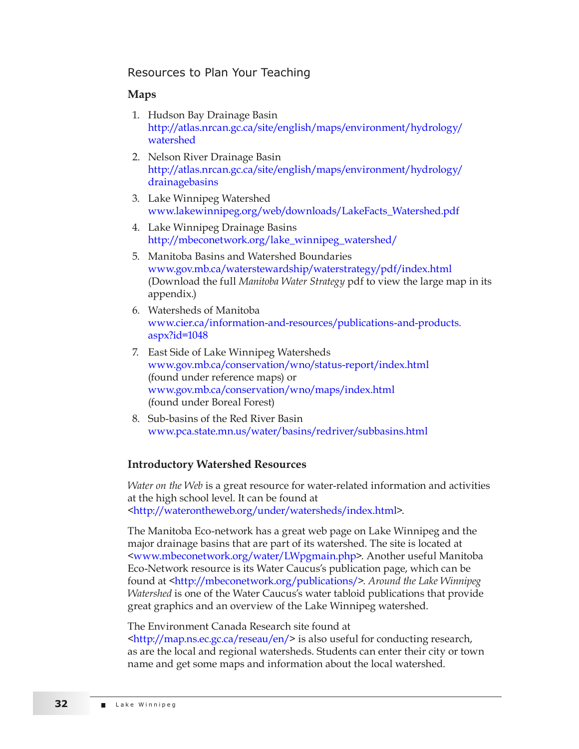## Resources to Plan Your Teaching

### Maps

1. Hudson Bay Drainage Basin
   http://atlas.nrcan.gc.ca/site/english/maps/environment/hydrology/watershed
2. Nelson River Drainage Basin
   http://atlas.nrcan.gc.ca/site/english/maps/environment/hydrology/drainagebasins
3. Lake Winnipeg Watershed
   www.lakewinnipeg.org/web/downloads/LakeFacts_Watershed.pdf
4. Lake Winnipeg Drainage Basins
   http://mbeconetwork.org/lake_winnipeg_watershed/
5. Manitoba Basins and Watershed Boundaries
   www.gov.mb.ca/waterstewardship/waterstrategy/pdf/index.html
   (Download the full *Manitoba Water Strategy* pdf to view the large map in its appendix.)
6. Watersheds of Manitoba
   www.cier.ca/information-and-resources/publications-and-products.aspx?id=1048
7. East Side of Lake Winnipeg Watersheds
   www.gov.mb.ca/conservation/wno/status-report/index.html
   (found under reference maps) or
   www.gov.mb.ca/conservation/wno/maps/index.html
   (found under Boreal Forest)
8. Sub-basins of the Red River Basin
   www.pca.state.mn.us/water/basins/redriver/subbasins.html

### Introductory Watershed Resources

*Water on the Web* is a great resource for water-related information and activities at the high school level. It can be found at <http://waterontheweb.org/under/watersheds/index.html>.

The Manitoba Eco-network has a great web page on Lake Winnipeg and the major drainage basins that are part of its watershed. The site is located at <www.mbeconetwork.org/water/LWpgmain.php>. Another useful Manitoba Eco-Network resource is its Water Caucus's publication page, which can be found at <http://mbeconetwork.org/publications/>. *Around the Lake Winnipeg Watershed* is one of the Water Caucus's water tabloid publications that provide great graphics and an overview of the Lake Winnipeg watershed.

The Environment Canada Research site found at <http://map.ns.ec.gc.ca/reseau/en/> is also useful for conducting research, as are the local and regional watersheds. Students can enter their city or town name and get some maps and information about the local watershed.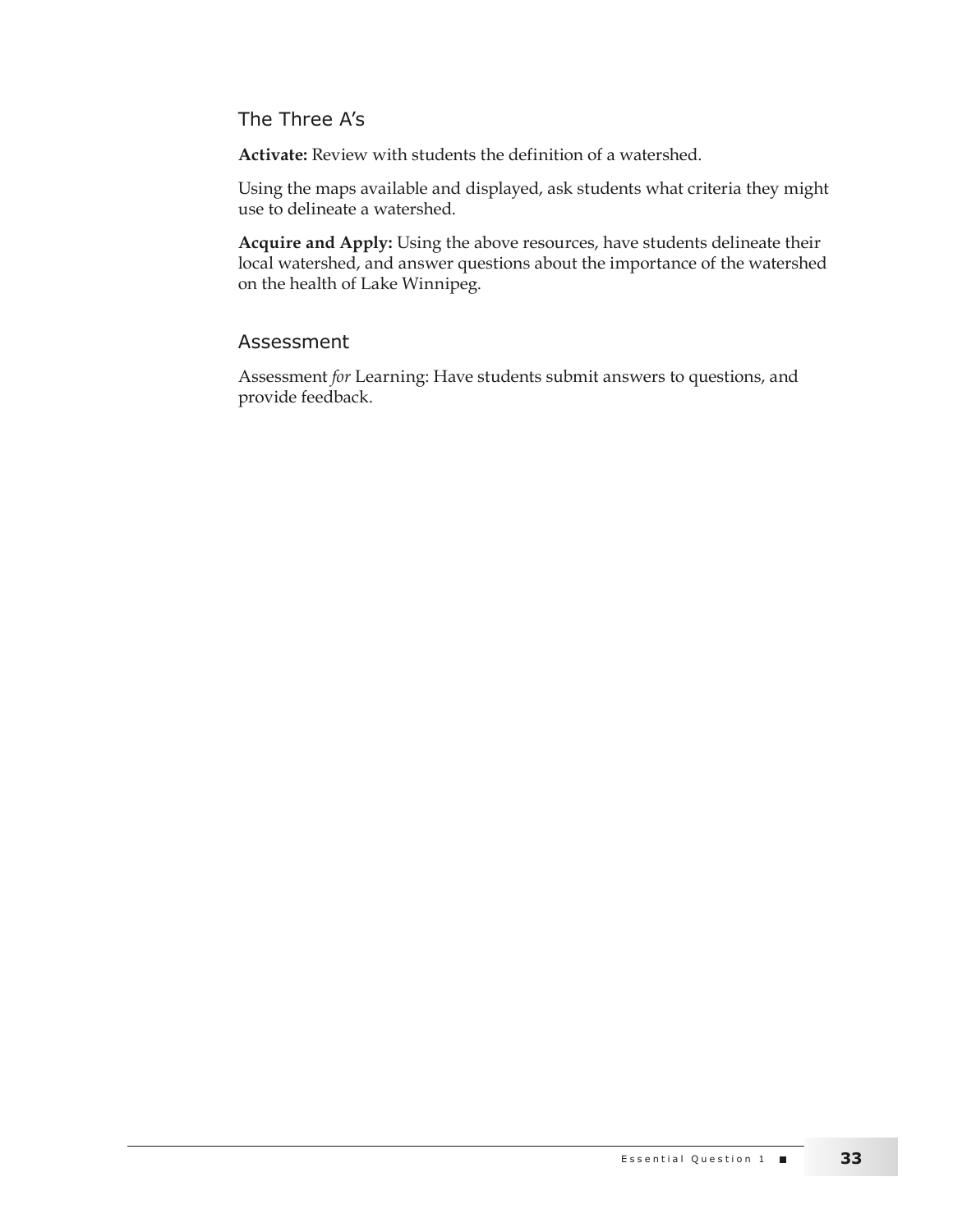## The Three A's

**Activate:** Review with students the definition of a watershed.

Using the maps available and displayed, ask students what criteria they might use to delineate a watershed.

**Acquire and Apply:** Using the above resources, have students delineate their local watershed, and answer questions about the importance of the watershed on the health of Lake Winnipeg.

## Assessment

Assessment *for* Learning: Have students submit answers to questions, and provide feedback.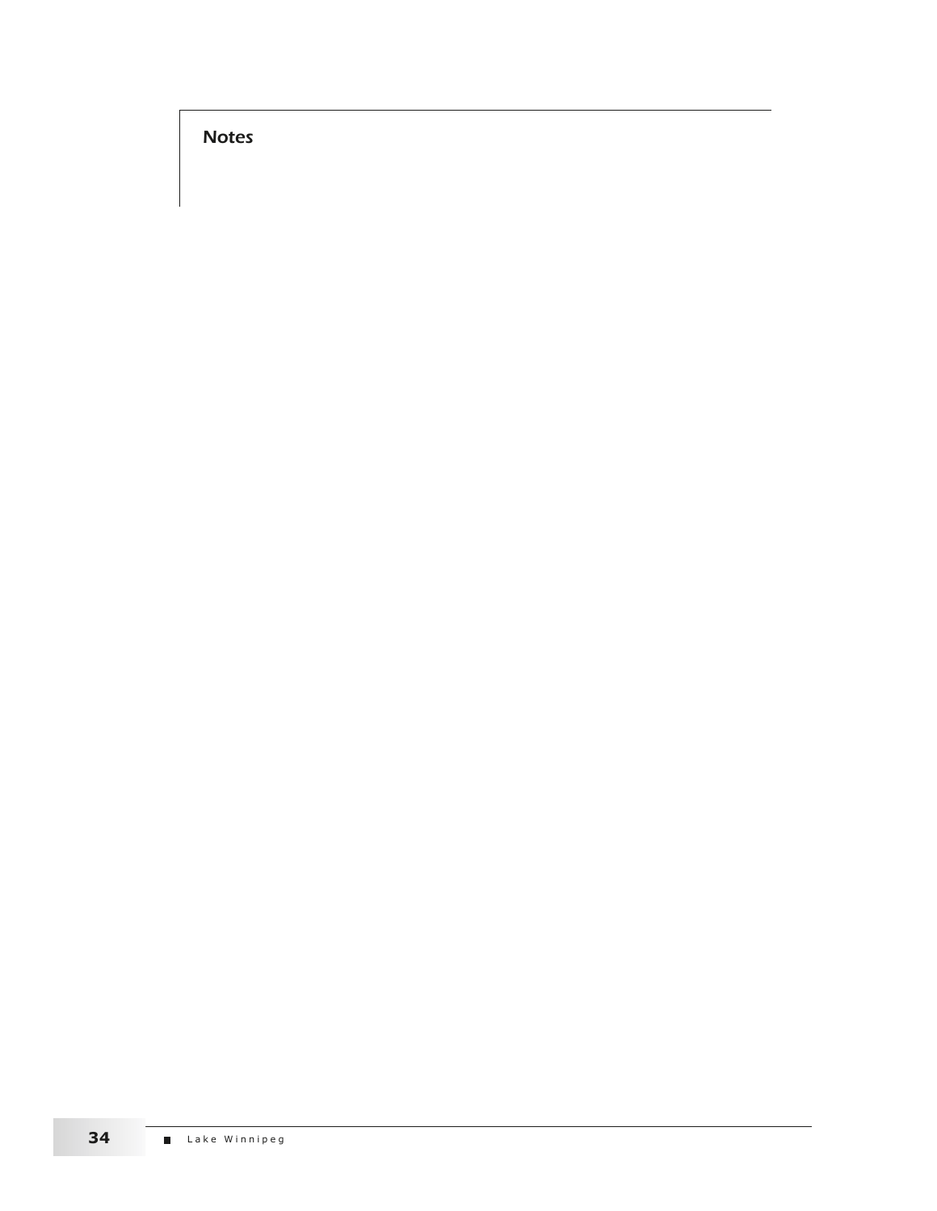## Notes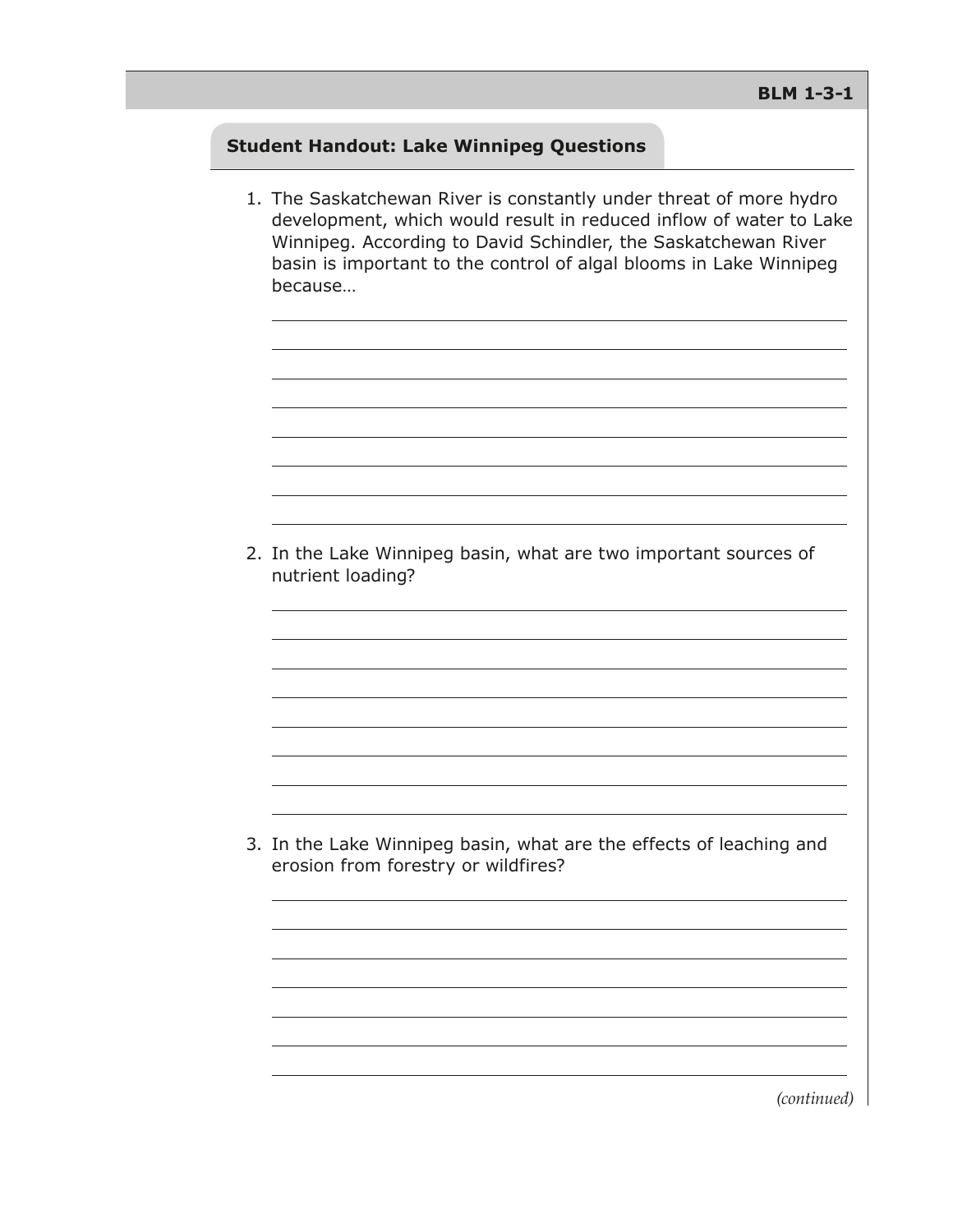BLM 1-3-1

## Student Handout: Lake Winnipeg Questions

1. The Saskatchewan River is constantly under threat of more hydro development, which would result in reduced inflow of water to Lake Winnipeg. According to David Schindler, the Saskatchewan River basin is important to the control of algal blooms in Lake Winnipeg because…

2. In the Lake Winnipeg basin, what are two important sources of nutrient loading?

3. In the Lake Winnipeg basin, what are the effects of leaching and erosion from forestry or wildfires?

*(continued)*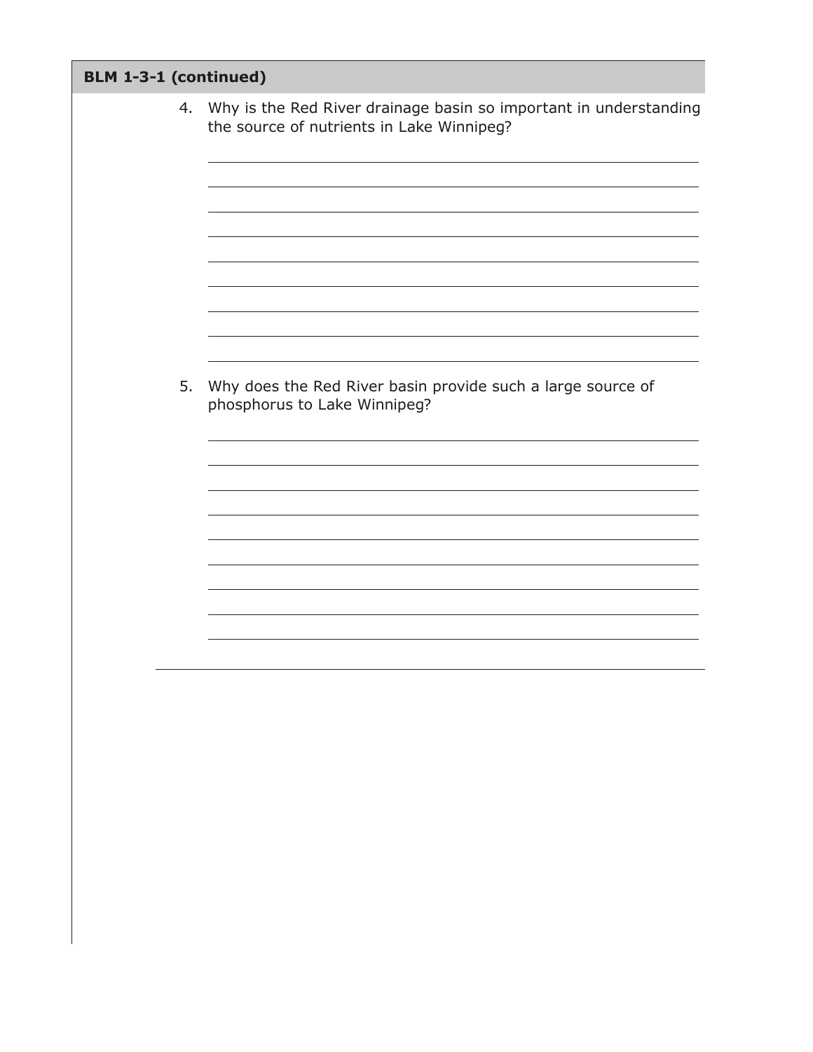**BLM 1-3-1 (continued)**

4. Why is the Red River drainage basin so important in understanding the source of nutrients in Lake Winnipeg?

5. Why does the Red River basin provide such a large source of phosphorus to Lake Winnipeg?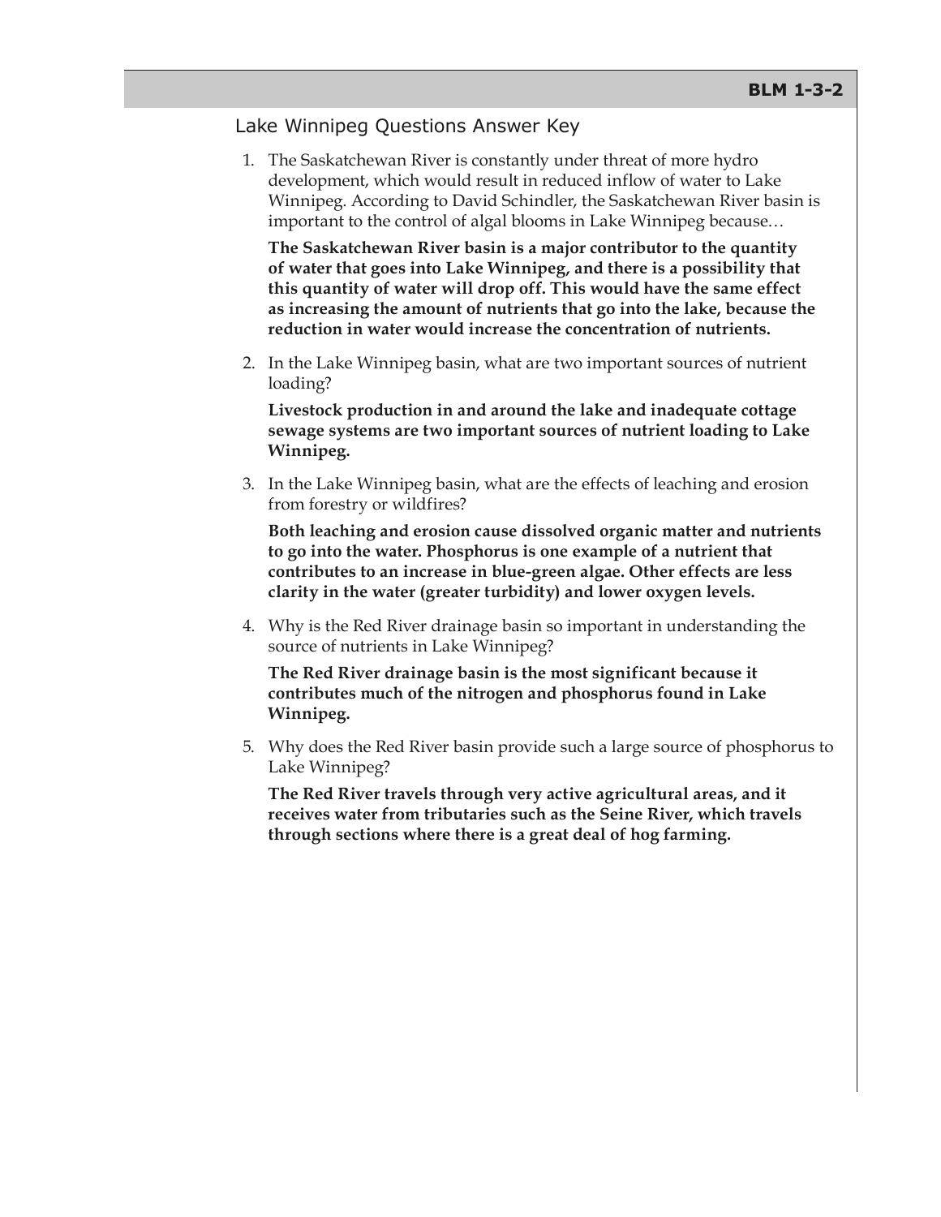BLM 1-3-2

## Lake Winnipeg Questions Answer Key

1. The Saskatchewan River is constantly under threat of more hydro development, which would result in reduced inflow of water to Lake Winnipeg. According to David Schindler, the Saskatchewan River basin is important to the control of algal blooms in Lake Winnipeg because…

   **The Saskatchewan River basin is a major contributor to the quantity of water that goes into Lake Winnipeg, and there is a possibility that this quantity of water will drop off. This would have the same effect as increasing the amount of nutrients that go into the lake, because the reduction in water would increase the concentration of nutrients.**

2. In the Lake Winnipeg basin, what are two important sources of nutrient loading?

   **Livestock production in and around the lake and inadequate cottage sewage systems are two important sources of nutrient loading to Lake Winnipeg.**

3. In the Lake Winnipeg basin, what are the effects of leaching and erosion from forestry or wildfires?

   **Both leaching and erosion cause dissolved organic matter and nutrients to go into the water. Phosphorus is one example of a nutrient that contributes to an increase in blue-green algae. Other effects are less clarity in the water (greater turbidity) and lower oxygen levels.**

4. Why is the Red River drainage basin so important in understanding the source of nutrients in Lake Winnipeg?

   **The Red River drainage basin is the most significant because it contributes much of the nitrogen and phosphorus found in Lake Winnipeg.**

5. Why does the Red River basin provide such a large source of phosphorus to Lake Winnipeg?

   **The Red River travels through very active agricultural areas, and it receives water from tributaries such as the Seine River, which travels through sections where there is a great deal of hog farming.**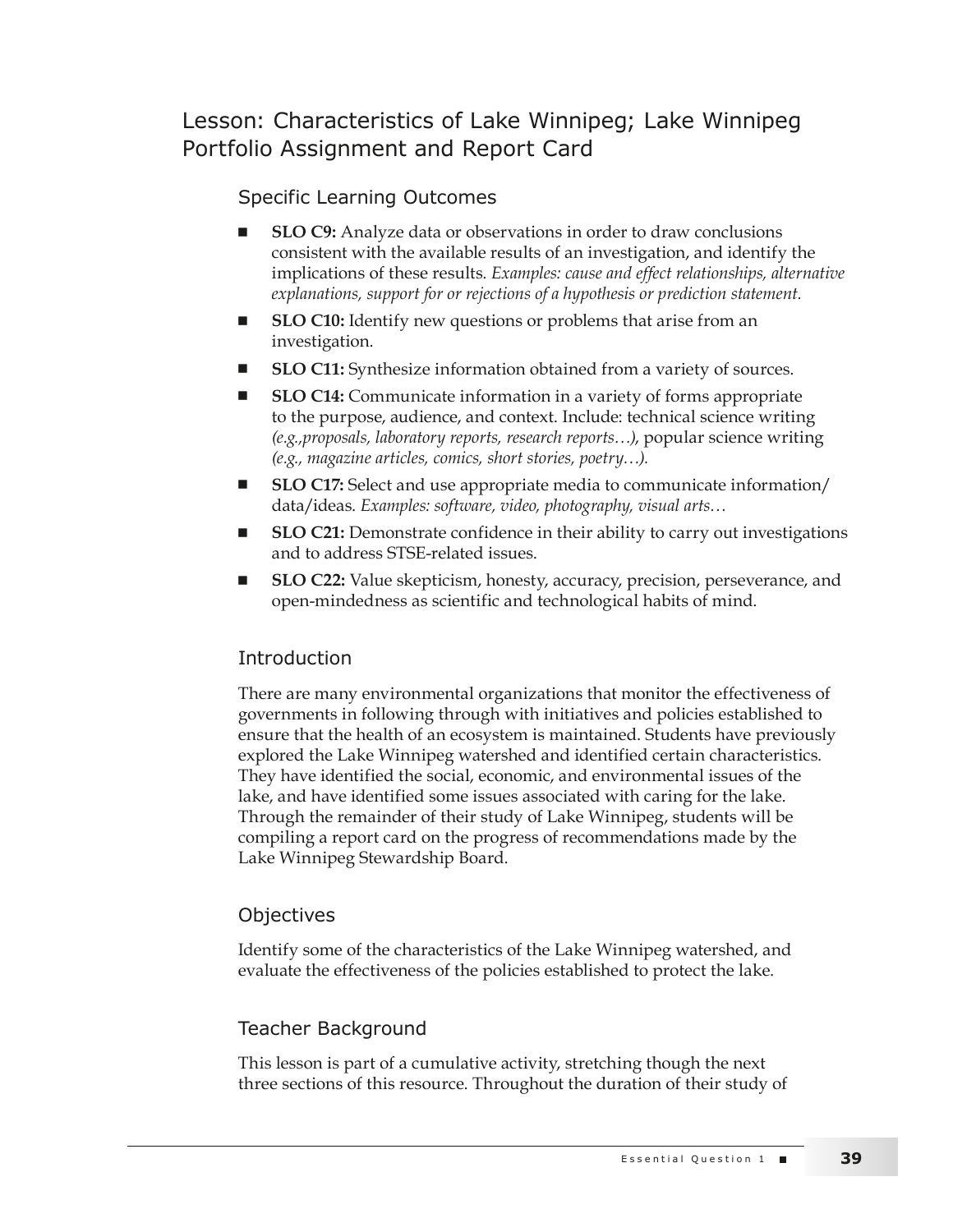# Lesson: Characteristics of Lake Winnipeg; Lake Winnipeg Portfolio Assignment and Report Card

## Specific Learning Outcomes

- **SLO C9:** Analyze data or observations in order to draw conclusions consistent with the available results of an investigation, and identify the implications of these results. *Examples: cause and effect relationships, alternative explanations, support for or rejections of a hypothesis or prediction statement.*
- **SLO C10:** Identify new questions or problems that arise from an investigation.
- **SLO C11:** Synthesize information obtained from a variety of sources.
- **SLO C14:** Communicate information in a variety of forms appropriate to the purpose, audience, and context. Include: technical science writing *(e.g.,proposals, laboratory reports, research reports…)*, popular science writing *(e.g., magazine articles, comics, short stories, poetry…).*
- **SLO C17:** Select and use appropriate media to communicate information/ data/ideas. *Examples: software, video, photography, visual arts…*
- **SLO C21:** Demonstrate confidence in their ability to carry out investigations and to address STSE-related issues.
- **SLO C22:** Value skepticism, honesty, accuracy, precision, perseverance, and open-mindedness as scientific and technological habits of mind.

## Introduction

There are many environmental organizations that monitor the effectiveness of governments in following through with initiatives and policies established to ensure that the health of an ecosystem is maintained. Students have previously explored the Lake Winnipeg watershed and identified certain characteristics. They have identified the social, economic, and environmental issues of the lake, and have identified some issues associated with caring for the lake. Through the remainder of their study of Lake Winnipeg, students will be compiling a report card on the progress of recommendations made by the Lake Winnipeg Stewardship Board.

## Objectives

Identify some of the characteristics of the Lake Winnipeg watershed, and evaluate the effectiveness of the policies established to protect the lake.

## Teacher Background

This lesson is part of a cumulative activity, stretching though the next three sections of this resource. Throughout the duration of their study of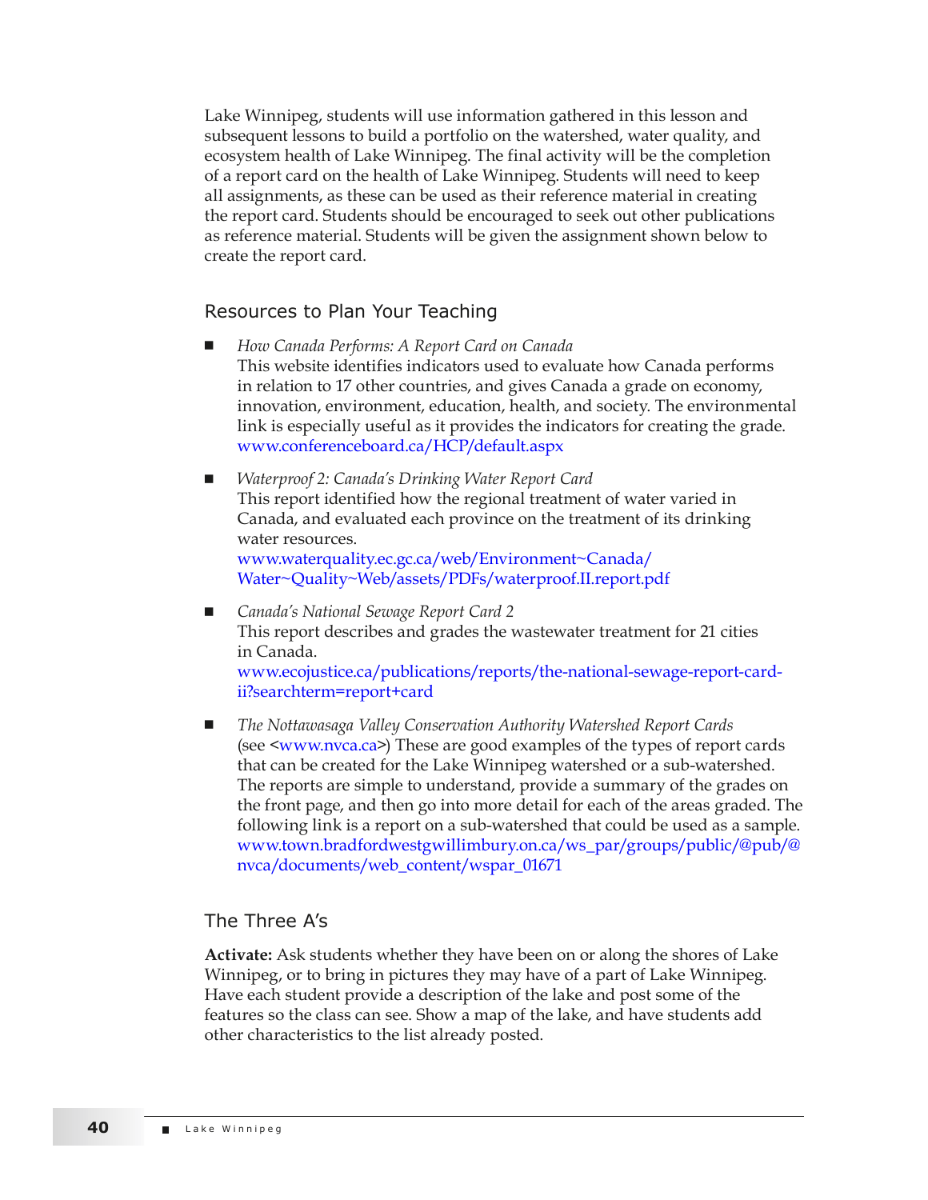Lake Winnipeg, students will use information gathered in this lesson and subsequent lessons to build a portfolio on the watershed, water quality, and ecosystem health of Lake Winnipeg. The final activity will be the completion of a report card on the health of Lake Winnipeg. Students will need to keep all assignments, as these can be used as their reference material in creating the report card. Students should be encouraged to seek out other publications as reference material. Students will be given the assignment shown below to create the report card.

## Resources to Plan Your Teaching

- *How Canada Performs: A Report Card on Canada*
  This website identifies indicators used to evaluate how Canada performs in relation to 17 other countries, and gives Canada a grade on economy, innovation, environment, education, health, and society. The environmental link is especially useful as it provides the indicators for creating the grade.
  www.conferenceboard.ca/HCP/default.aspx

- *Waterproof 2: Canada's Drinking Water Report Card*
  This report identified how the regional treatment of water varied in Canada, and evaluated each province on the treatment of its drinking water resources.
  www.waterquality.ec.gc.ca/web/Environment~Canada/Water~Quality~Web/assets/PDFs/waterproof.II.report.pdf

- *Canada's National Sewage Report Card 2*
  This report describes and grades the wastewater treatment for 21 cities in Canada.
  www.ecojustice.ca/publications/reports/the-national-sewage-report-card-ii?searchterm=report+card

- *The Nottawasaga Valley Conservation Authority Watershed Report Cards*
  (see <www.nvca.ca>) These are good examples of the types of report cards that can be created for the Lake Winnipeg watershed or a sub-watershed. The reports are simple to understand, provide a summary of the grades on the front page, and then go into more detail for each of the areas graded. The following link is a report on a sub-watershed that could be used as a sample.
  www.town.bradfordwestgwillimbury.on.ca/ws_par/groups/public/@pub/@nvca/documents/web_content/wspar_01671

## The Three A's

**Activate:** Ask students whether they have been on or along the shores of Lake Winnipeg, or to bring in pictures they may have of a part of Lake Winnipeg. Have each student provide a description of the lake and post some of the features so the class can see. Show a map of the lake, and have students add other characteristics to the list already posted.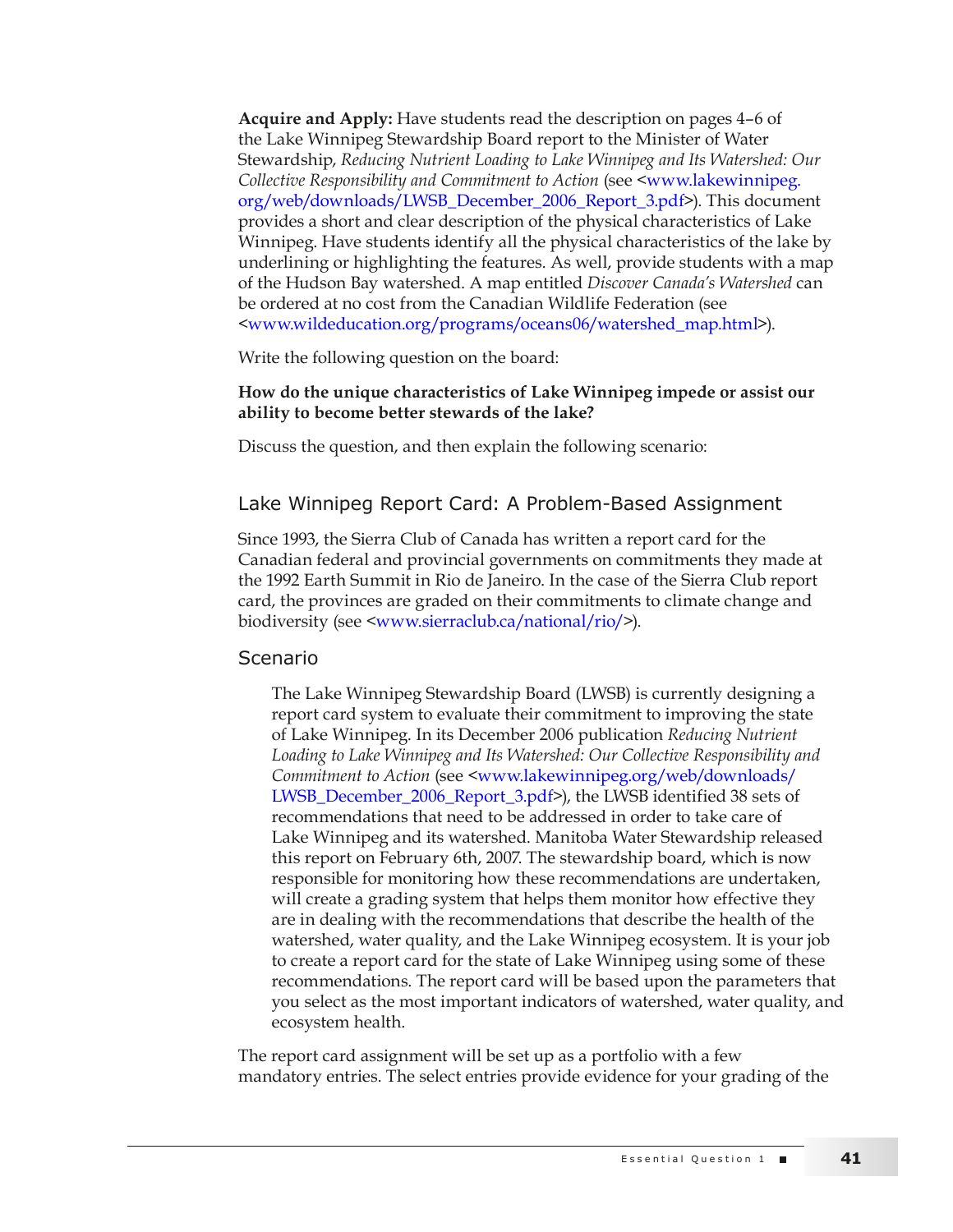**Acquire and Apply:** Have students read the description on pages 4–6 of the Lake Winnipeg Stewardship Board report to the Minister of Water Stewardship, *Reducing Nutrient Loading to Lake Winnipeg and Its Watershed: Our Collective Responsibility and Commitment to Action* (see <www.lakewinnipeg.org/web/downloads/LWSB_December_2006_Report_3.pdf>). This document provides a short and clear description of the physical characteristics of Lake Winnipeg. Have students identify all the physical characteristics of the lake by underlining or highlighting the features. As well, provide students with a map of the Hudson Bay watershed. A map entitled *Discover Canada's Watershed* can be ordered at no cost from the Canadian Wildlife Federation (see <www.wildeducation.org/programs/oceans06/watershed_map.html>).

Write the following question on the board:

**How do the unique characteristics of Lake Winnipeg impede or assist our ability to become better stewards of the lake?**

Discuss the question, and then explain the following scenario:

## Lake Winnipeg Report Card: A Problem-Based Assignment

Since 1993, the Sierra Club of Canada has written a report card for the Canadian federal and provincial governments on commitments they made at the 1992 Earth Summit in Rio de Janeiro. In the case of the Sierra Club report card, the provinces are graded on their commitments to climate change and biodiversity (see <www.sierraclub.ca/national/rio/>).

### Scenario

> The Lake Winnipeg Stewardship Board (LWSB) is currently designing a report card system to evaluate their commitment to improving the state of Lake Winnipeg. In its December 2006 publication *Reducing Nutrient Loading to Lake Winnipeg and Its Watershed: Our Collective Responsibility and Commitment to Action* (see <www.lakewinnipeg.org/web/downloads/LWSB_December_2006_Report_3.pdf>), the LWSB identified 38 sets of recommendations that need to be addressed in order to take care of Lake Winnipeg and its watershed. Manitoba Water Stewardship released this report on February 6th, 2007. The stewardship board, which is now responsible for monitoring how these recommendations are undertaken, will create a grading system that helps them monitor how effective they are in dealing with the recommendations that describe the health of the watershed, water quality, and the Lake Winnipeg ecosystem. It is your job to create a report card for the state of Lake Winnipeg using some of these recommendations. The report card will be based upon the parameters that you select as the most important indicators of watershed, water quality, and ecosystem health.

The report card assignment will be set up as a portfolio with a few mandatory entries. The select entries provide evidence for your grading of the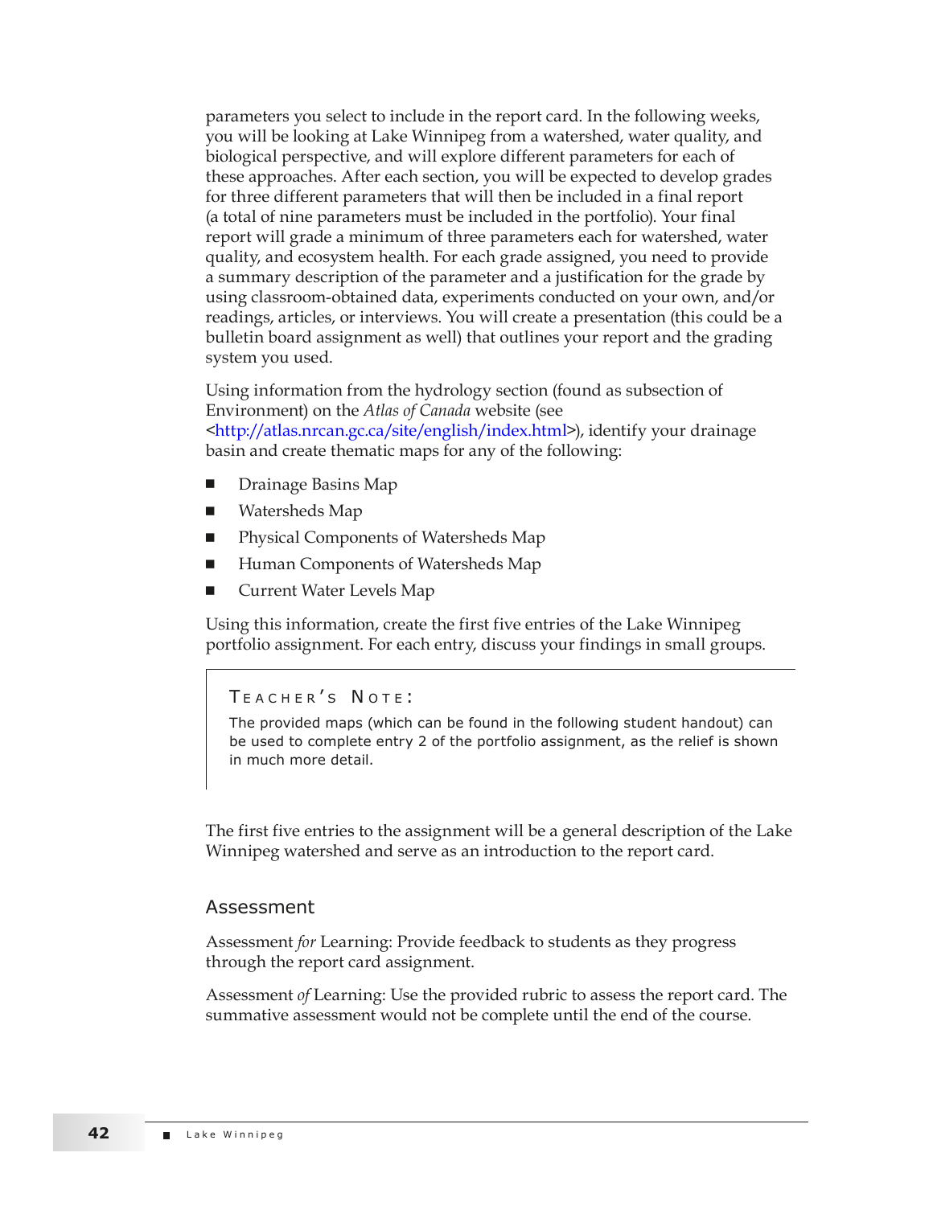parameters you select to include in the report card. In the following weeks, you will be looking at Lake Winnipeg from a watershed, water quality, and biological perspective, and will explore different parameters for each of these approaches. After each section, you will be expected to develop grades for three different parameters that will then be included in a final report (a total of nine parameters must be included in the portfolio). Your final report will grade a minimum of three parameters each for watershed, water quality, and ecosystem health. For each grade assigned, you need to provide a summary description of the parameter and a justification for the grade by using classroom-obtained data, experiments conducted on your own, and/or readings, articles, or interviews. You will create a presentation (this could be a bulletin board assignment as well) that outlines your report and the grading system you used.

Using information from the hydrology section (found as subsection of Environment) on the *Atlas of Canada* website (see <http://atlas.nrcan.gc.ca/site/english/index.html>), identify your drainage basin and create thematic maps for any of the following:

- Drainage Basins Map
- Watersheds Map
- Physical Components of Watersheds Map
- Human Components of Watersheds Map
- Current Water Levels Map

Using this information, create the first five entries of the Lake Winnipeg portfolio assignment. For each entry, discuss your findings in small groups.

> **TEACHER'S NOTE:**
>
> The provided maps (which can be found in the following student handout) can be used to complete entry 2 of the portfolio assignment, as the relief is shown in much more detail.

The first five entries to the assignment will be a general description of the Lake Winnipeg watershed and serve as an introduction to the report card.

## Assessment

Assessment *for* Learning: Provide feedback to students as they progress through the report card assignment.

Assessment *of* Learning: Use the provided rubric to assess the report card. The summative assessment would not be complete until the end of the course.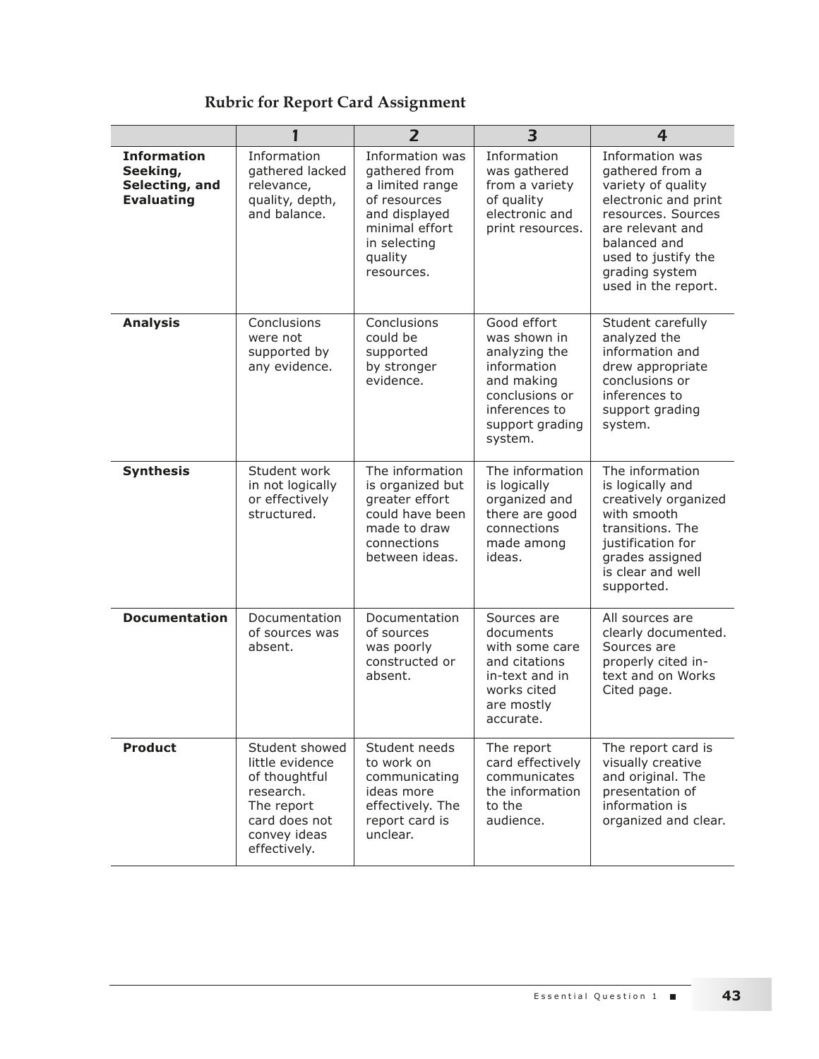# Rubric for Report Card Assignment

| | 1 | 2 | 3 | 4 |
|---|---|---|---|---|
| **Information Seeking, Selecting, and Evaluating** | Information gathered lacked relevance, quality, depth, and balance. | Information was gathered from a limited range of resources and displayed minimal effort in selecting quality resources. | Information was gathered from a variety of quality electronic and print resources. | Information was gathered from a variety of quality electronic and print resources. Sources are relevant and balanced and used to justify the grading system used in the report. |
| **Analysis** | Conclusions were not supported by any evidence. | Conclusions could be supported by stronger evidence. | Good effort was shown in analyzing the information and making conclusions or inferences to support grading system. | Student carefully analyzed the information and drew appropriate conclusions or inferences to support grading system. |
| **Synthesis** | Student work in not logically or effectively structured. | The information is organized but greater effort could have been made to draw connections between ideas. | The information is logically organized and there are good connections made among ideas. | The information is logically and creatively organized with smooth transitions. The justification for grades assigned is clear and well supported. |
| **Documentation** | Documentation of sources was absent. | Documentation of sources was poorly constructed or absent. | Sources are documents with some care and citations in-text and in works cited are mostly accurate. | All sources are clearly documented. Sources are properly cited in-text and on Works Cited page. |
| **Product** | Student showed little evidence of thoughtful research. The report card does not convey ideas effectively. | Student needs to work on communicating ideas more effectively. The report card is unclear. | The report card effectively communicates the information to the audience. | The report card is visually creative and original. The presentation of information is organized and clear. |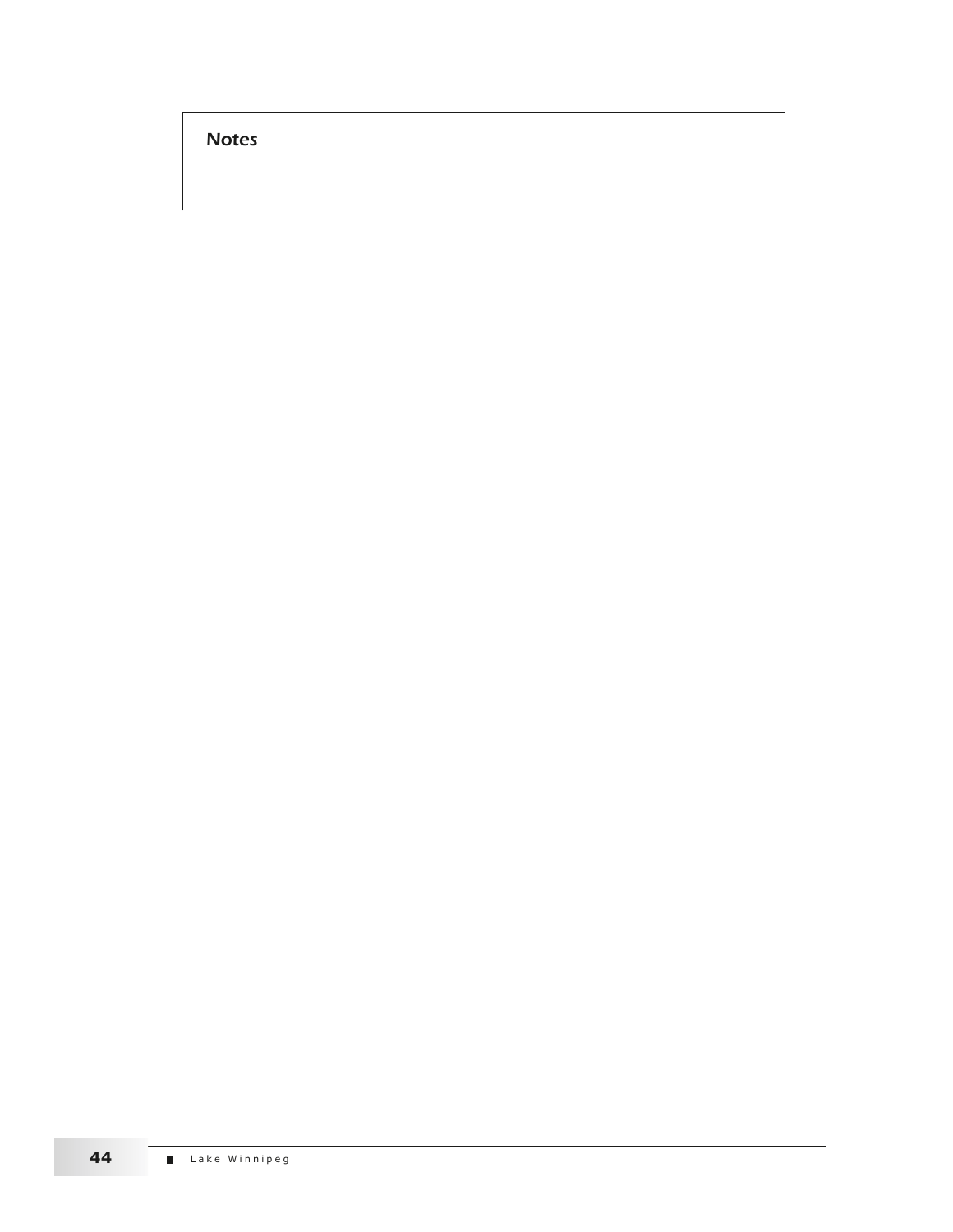## Notes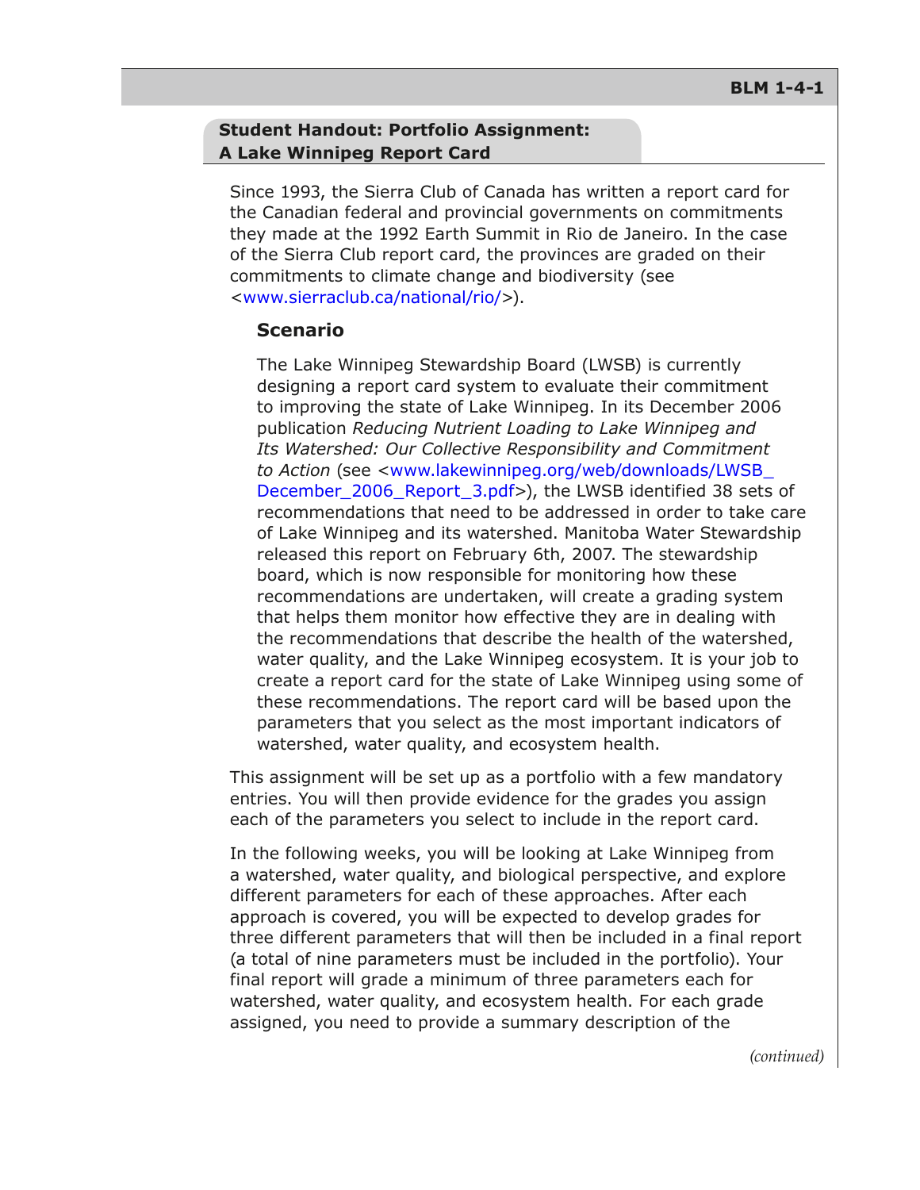## Student Handout: Portfolio Assignment: A Lake Winnipeg Report Card

Since 1993, the Sierra Club of Canada has written a report card for the Canadian federal and provincial governments on commitments they made at the 1992 Earth Summit in Rio de Janeiro. In the case of the Sierra Club report card, the provinces are graded on their commitments to climate change and biodiversity (see <www.sierraclub.ca/national/rio/>).

### Scenario

The Lake Winnipeg Stewardship Board (LWSB) is currently designing a report card system to evaluate their commitment to improving the state of Lake Winnipeg. In its December 2006 publication *Reducing Nutrient Loading to Lake Winnipeg and Its Watershed: Our Collective Responsibility and Commitment to Action* (see <www.lakewinnipeg.org/web/downloads/LWSB_December_2006_Report_3.pdf>), the LWSB identified 38 sets of recommendations that need to be addressed in order to take care of Lake Winnipeg and its watershed. Manitoba Water Stewardship released this report on February 6th, 2007. The stewardship board, which is now responsible for monitoring how these recommendations are undertaken, will create a grading system that helps them monitor how effective they are in dealing with the recommendations that describe the health of the watershed, water quality, and the Lake Winnipeg ecosystem. It is your job to create a report card for the state of Lake Winnipeg using some of these recommendations. The report card will be based upon the parameters that you select as the most important indicators of watershed, water quality, and ecosystem health.

This assignment will be set up as a portfolio with a few mandatory entries. You will then provide evidence for the grades you assign each of the parameters you select to include in the report card.

In the following weeks, you will be looking at Lake Winnipeg from a watershed, water quality, and biological perspective, and explore different parameters for each of these approaches. After each approach is covered, you will be expected to develop grades for three different parameters that will then be included in a final report (a total of nine parameters must be included in the portfolio). Your final report will grade a minimum of three parameters each for watershed, water quality, and ecosystem health. For each grade assigned, you need to provide a summary description of the

*(continued)*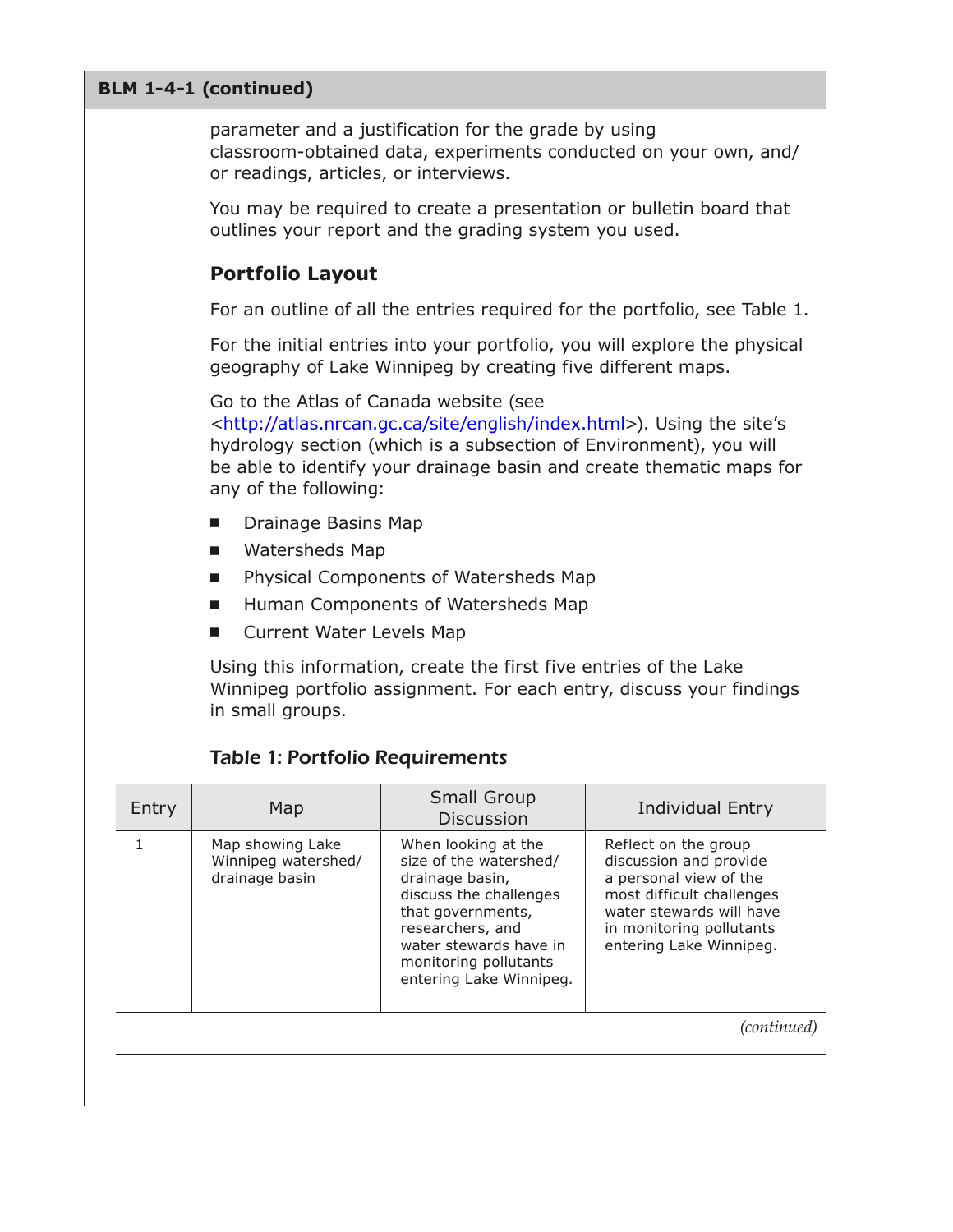parameter and a justification for the grade by using classroom-obtained data, experiments conducted on your own, and/or readings, articles, or interviews.

You may be required to create a presentation or bulletin board that outlines your report and the grading system you used.

## Portfolio Layout

For an outline of all the entries required for the portfolio, see Table 1.

For the initial entries into your portfolio, you will explore the physical geography of Lake Winnipeg by creating five different maps.

Go to the Atlas of Canada website (see <http://atlas.nrcan.gc.ca/site/english/index.html>). Using the site's hydrology section (which is a subsection of Environment), you will be able to identify your drainage basin and create thematic maps for any of the following:

- Drainage Basins Map
- Watersheds Map
- Physical Components of Watersheds Map
- Human Components of Watersheds Map
- Current Water Levels Map

Using this information, create the first five entries of the Lake Winnipeg portfolio assignment. For each entry, discuss your findings in small groups.

*Table 1: Portfolio Requirements*

| Entry | Map | Small Group Discussion | Individual Entry |
|---|---|---|---|
| 1 | Map showing Lake Winnipeg watershed/drainage basin | When looking at the size of the watershed/drainage basin, discuss the challenges that governments, researchers, and water stewards have in monitoring pollutants entering Lake Winnipeg. | Reflect on the group discussion and provide a personal view of the most difficult challenges water stewards will have in monitoring pollutants entering Lake Winnipeg. |

*(continued)*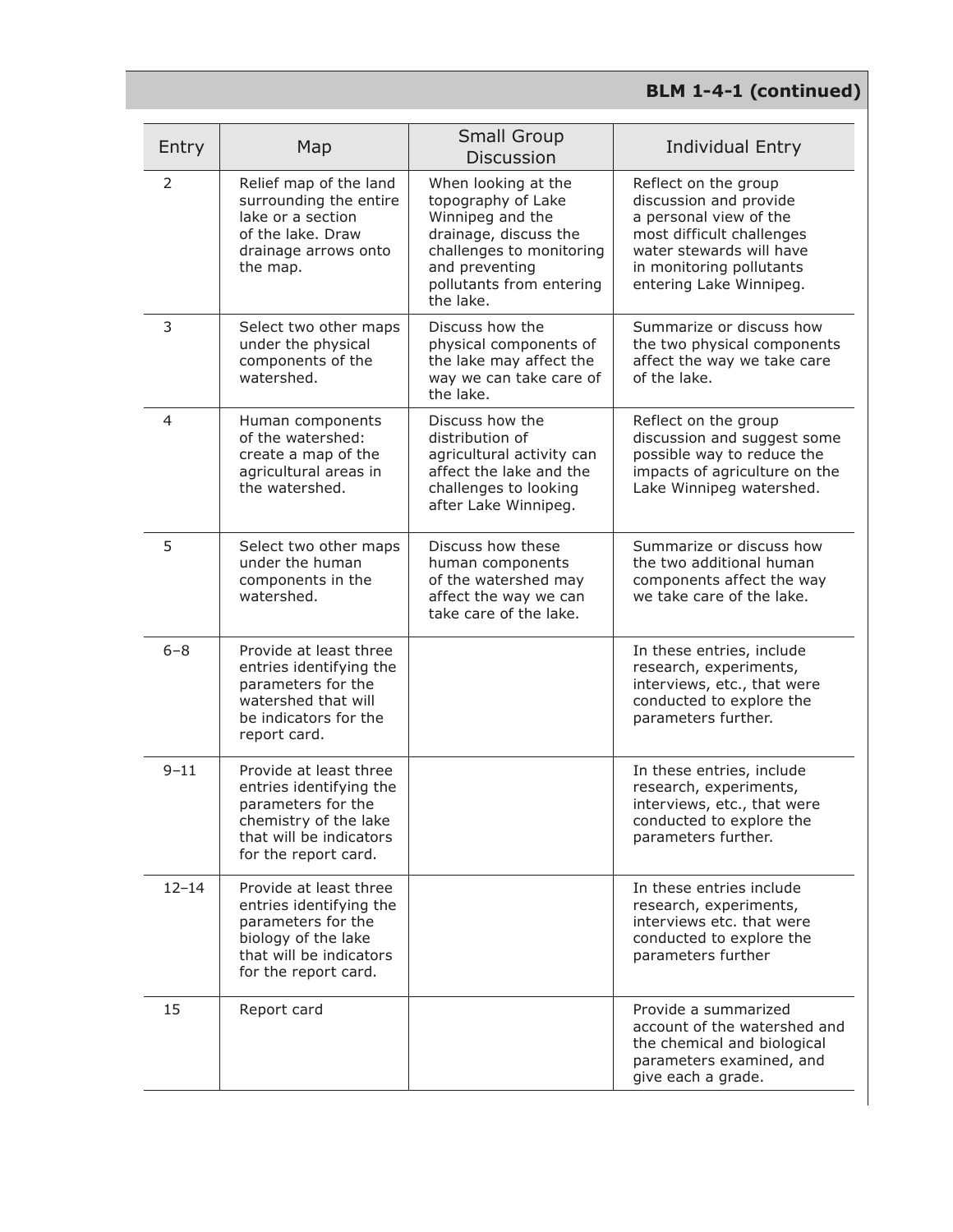**BLM 1-4-1 (continued)**

| Entry | Map | Small Group Discussion | Individual Entry |
|---|---|---|---|
| 2 | Relief map of the land surrounding the entire lake or a section of the lake. Draw drainage arrows onto the map. | When looking at the topography of Lake Winnipeg and the drainage, discuss the challenges to monitoring and preventing pollutants from entering the lake. | Reflect on the group discussion and provide a personal view of the most difficult challenges water stewards will have in monitoring pollutants entering Lake Winnipeg. |
| 3 | Select two other maps under the physical components of the watershed. | Discuss how the physical components of the lake may affect the way we can take care of the lake. | Summarize or discuss how the two physical components affect the way we take care of the lake. |
| 4 | Human components of the watershed: create a map of the agricultural areas in the watershed. | Discuss how the distribution of agricultural activity can affect the lake and the challenges to looking after Lake Winnipeg. | Reflect on the group discussion and suggest some possible way to reduce the impacts of agriculture on the Lake Winnipeg watershed. |
| 5 | Select two other maps under the human components in the watershed. | Discuss how these human components of the watershed may affect the way we can take care of the lake. | Summarize or discuss how the two additional human components affect the way we take care of the lake. |
| 6–8 | Provide at least three entries identifying the parameters for the watershed that will be indicators for the report card. | | In these entries, include research, experiments, interviews, etc., that were conducted to explore the parameters further. |
| 9–11 | Provide at least three entries identifying the parameters for the chemistry of the lake that will be indicators for the report card. | | In these entries, include research, experiments, interviews, etc., that were conducted to explore the parameters further. |
| 12–14 | Provide at least three entries identifying the parameters for the biology of the lake that will be indicators for the report card. | | In these entries include research, experiments, interviews etc. that were conducted to explore the parameters further |
| 15 | Report card | | Provide a summarized account of the watershed and the chemical and biological parameters examined, and give each a grade. |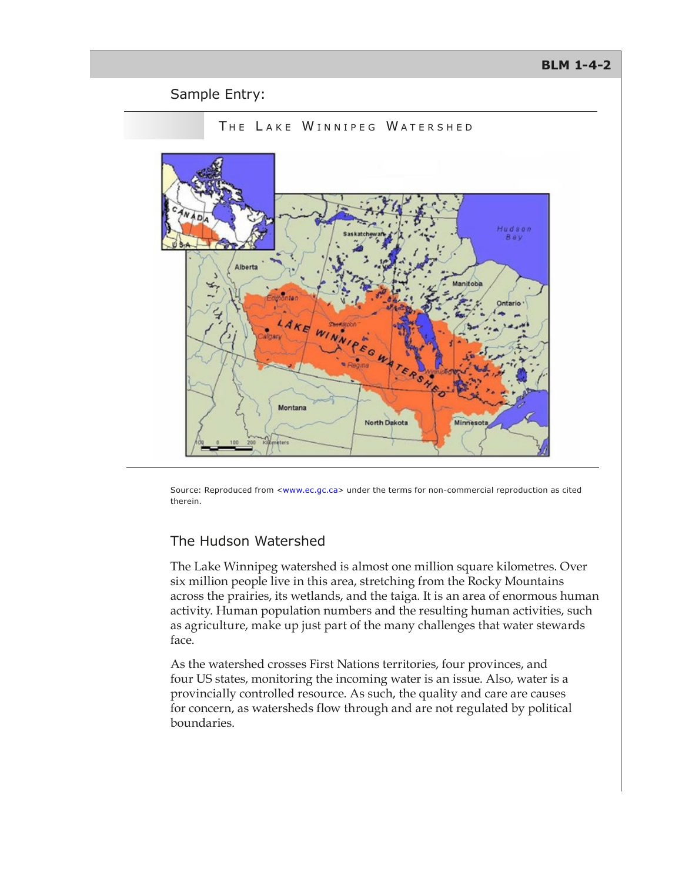Sample Entry:

## THE LAKE WINNIPEG WATERSHED

Source: Reproduced from <www.ec.gc.ca> under the terms for non-commercial reproduction as cited therein.

## The Hudson Watershed

The Lake Winnipeg watershed is almost one million square kilometres. Over six million people live in this area, stretching from the Rocky Mountains across the prairies, its wetlands, and the taiga. It is an area of enormous human activity. Human population numbers and the resulting human activities, such as agriculture, make up just part of the many challenges that water stewards face.

As the watershed crosses First Nations territories, four provinces, and four US states, monitoring the incoming water is an issue. Also, water is a provincially controlled resource. As such, the quality and care are causes for concern, as watersheds flow through and are not regulated by political boundaries.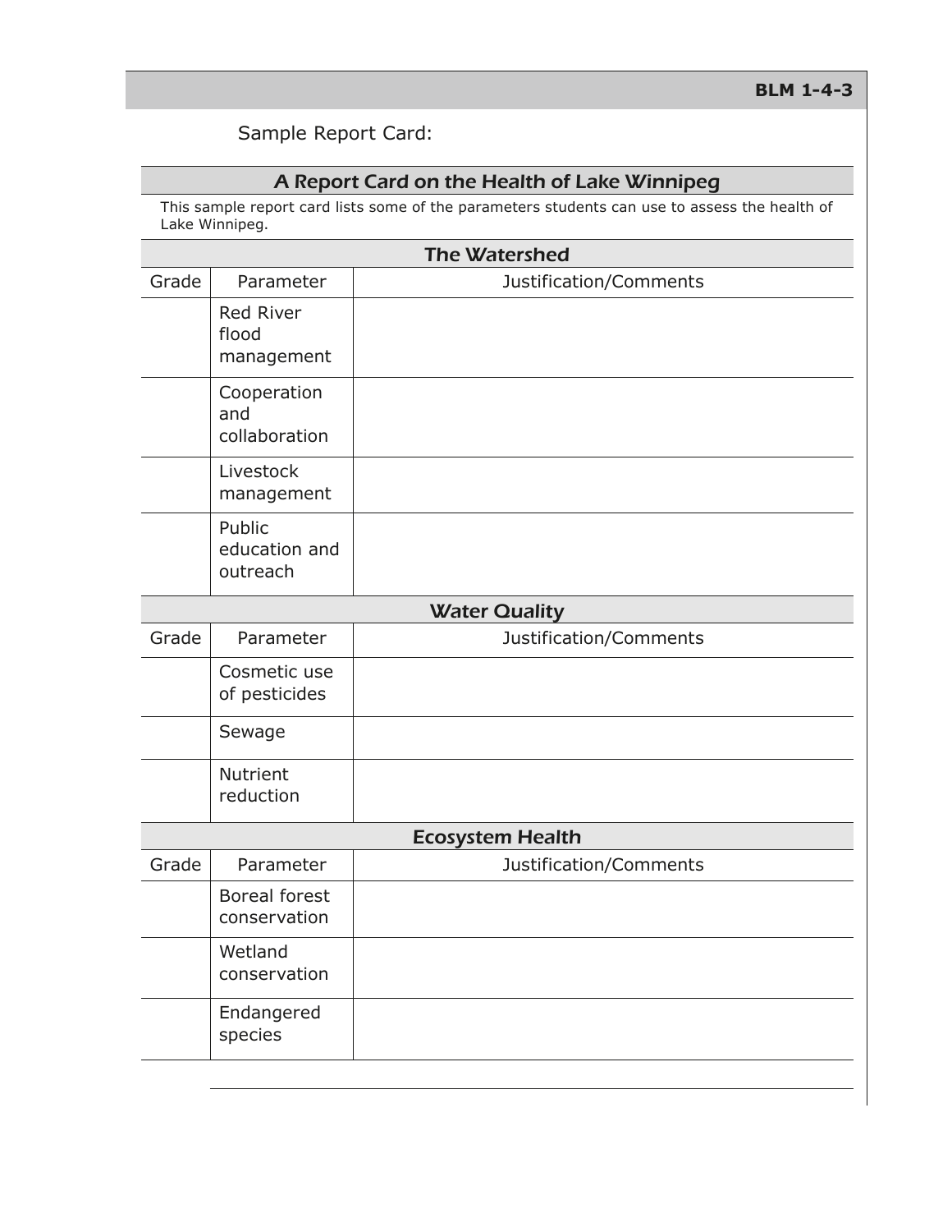Sample Report Card:

## A Report Card on the Health of Lake Winnipeg

This sample report card lists some of the parameters students can use to assess the health of Lake Winnipeg.

### The Watershed

| Grade | Parameter | Justification/Comments |
|---|---|---|
| | Red River flood management | |
| | Cooperation and collaboration | |
| | Livestock management | |
| | Public education and outreach | |

### Water Quality

| Grade | Parameter | Justification/Comments |
|---|---|---|
| | Cosmetic use of pesticides | |
| | Sewage | |
| | Nutrient reduction | |

### Ecosystem Health

| Grade | Parameter | Justification/Comments |
|---|---|---|
| | Boreal forest conservation | |
| | Wetland conservation | |
| | Endangered species | |